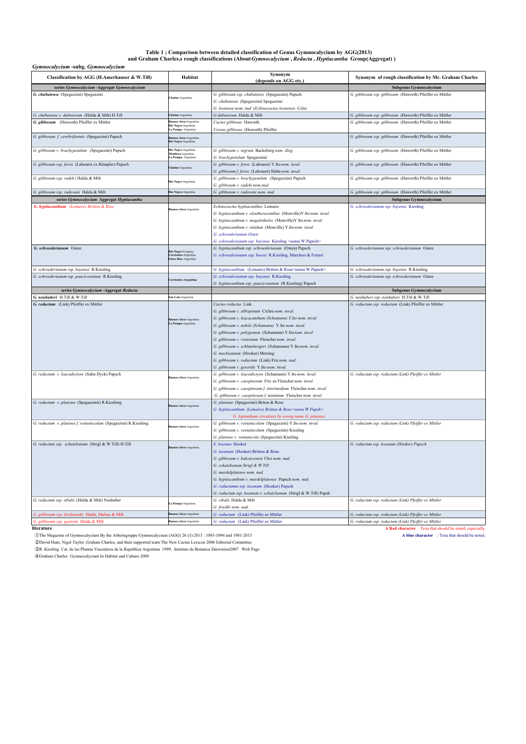**Table 1 ; Comparison between detailed classification of Genus Gymnocalycium by AGG(2013) and Graham Charles,s rough classifications (About *Gymnocalycium* , *Reducta* , *Hyptiacantha* Group(Aggregat) )**

***Gymnocalycium* -subg. *Gymnocalycium***

| Classification by AGG (H.Amerhauser & W.Till) | Habitat | Synonym (depends on AGG etc.) | Synonym of rough classification by Mr. Graham Charles |
|---|---|---|---|
| series *Gymnocalycium* -Aggregat *Gymnocalycium* | | | Subgenus Gymnocalycium |
| ***G. chubutense*** (Spegazzini) Spegazzini | Chubut-Argentina | *G. gibbosum ssp. chubutense* (Spegazzini) Papsch<br>*G. chubutense* (Spegazzini) Spegazzini<br>*G. leonense nom. nud* (*Echinocactus leonensis* Cels) | *G. gibbosum ssp. gibbosum* (Haworth) Pfeiffer ex Mittler |
| *G. chubutense v. dubniorum* (Halda & Milt) H.Till | Chubut-Argentina | *G.dubniorum* Halda & Milt | *G. gibbosum ssp. gibbosum* (Haworth) Pfeiffer ex Mittler |
| ***G. gibbosum*** (Haworth) Pfeiffer ex Mittler | Buenos Aires-Argentina<br>Rio Negro-Argentina<br>La Pampa-Argentina | *Cactus gibbosus* Haworth<br>*Cereus gibbosus* (Haworth) Pfeiffer | *G. gibbosum ssp. gibbosum* (Haworth) Pfeiffer ex Mittler |
| *G. gibbosum f. cerebriformis* (Spegazzini) Papsch | Buenos Aires-Argentina<br>Rio Negro-Argentina | | *G. gibbosum ssp. gibbosum* (Haworth) Pfeiffer ex Mittler |
| *G. gibbosum v. brachypetalum* (Spegazzini) Papsch | Rio Negro-Argentina<br>Mendoza-Argentina<br>La Pampa-Argentina | *G. gibbosum v. nigrum* Backeberg *nom. illeg.*<br>*G. brachypetalum* Spegazzinii | *G. gibbosum ssp. gibbosum* (Haworth) Pfeiffer ex Mittler |
| *G. gibbosum ssp. ferox* (Labouret ex Rümpler) Papsch | Chubut-Argentina | *G. gibbosum v. ferox* (Labouret) Y.Ito *nom. inval.*<br>*G. gibbosum f. ferox* (Labouret) Slaba *nom. inval.* | *G. gibbosum ssp. gibbosum* (Haworth) Pfeiffer ex Mittler |
| *G. gibbosum ssp. radek* i Halda & Milt | Rio Negro-Argentina | *G. gibbosum v. brachypetalum* (Spegazzini) Papsch<br>*G. gibbosum v. radeki nom.nud.* | *G. gibbosum ssp. gibbosum* (Haworth) Pfeiffer ex Mittler |
| *G. gibbosum ssp. radovani* Halda & Milt | Rio Negro-Argentina | *G. gibbosum v. radovani nom. nud.* | *G. gibbosum ssp. gibbosum* (Haworth) Pfeiffer ex Mittler |
| series *Gymnocalycium* Aggregat *Hyptiacantha* | | | Subgenus Gymnocalycium |
| ***G. hyptiacanthum*** *(Lemaire) Britton & Rose* | Buenos Aires-Argentina | *Echinocactus hyptiacanthus* Lemaire<br>*G. hyptiacanthum v. eleutheracanthus* (Monville)Y.Ito *nom. inval.*<br>*G. hyptiacanthum v. megalothelos* (Monville)Y.Ito *nom. inval.*<br>*G. hyptiacanthum v. nitidum* (Monville) Y.Ito *nom. inval*<br>*G. schroederianum Osten*<br>*G. schroederianum ssp. bayense* Kiesling <sensu W.Papsch> | *G. schroederianum ssp. bayense* Kiesling |
| ***G. schroederianum*** Osten | Rio Negro-Uruguay<br>Corrientes-Argentina<br>Entre Rios-Argentina | *G. hyptiacanthum ssp. schroederianum* (Osten) Papsch<br>*G. schroederianum ssp. boessi* R.Kiesling, Marchesi & Ferrari | *G. schroederianum ssp. schroederianum* Osten |
| *G. schroederianum ssp. bayense* R.Kiesling | | *G. hyptiacanthum* (Lemaire) Britton & Rose<sensu W.Papsch> | *G. schroederianum ssp. bayense* R.Kiesling |
| *G. schroederianum ssp. paucicostatum* R.Kiesling | Corrientes-Argentina | *G. schroederianum ssp. bayense* R.Kiesling<br>*G. hyptiacanthum ssp. paucicostatum* (R.Kiesling) Papsch | *G. schroederianum ssp. schroederianum* Osten |
| series *Gymnocalycium* -Aggregat *Reducta* | | | Subgenus Gymnocalycium |
| ***G. neuhuberi*** H.Till & W.Till | San Luis-Argentina | | *G. neuhuberi ssp. neuhuberi* H.Till & W.Till |
| ***G. reductum*** (Link) Pfeiffer ex Mittler | Buenos Aires-Argentina<br>La Pampa-Argentina | *Cactus reductus* Link<br>*G. gibbosum v. albispinum* Cichra *nom. inval.*<br>*G. gibbosum v. leucacanthum (Schumann) Y.Ito nom. inval.*<br>*G. gibbosum v. nobile (Schumann)* Y.Ito *nom. inval.*<br>*G. gibbosum v. polygonum* (Schumann) Y.Ito *nom. inval*<br>*G. gibbosum v. rostratum* Fleischer *nom. inval.*<br>*G. gibbosum v. schlumbergeri* (Schumann) Y.Ito *nom. inval.*<br>*G. mackieanum* (Hooker) Metzing<br>*G. gibbosum v. reductum* (Link) Fric *nom. nud.*<br>*G. gibbosum v. gerardii* Y.Ito *nom. inval.* | *G. reductum ssp. reductum* (Link) Pfeiffer ex Mittler |
| *G. reductum v. leucodictyon* (Salm Dyck) Papsch | Buenos Aires-Argentina | *G. gibbosum v. leucodictyon* (Schumann) Y.Ito *nom. inval.*<br>*G. gibbosum v. caespitosum* Fric ex Fleischer *nom. inval.*<br>*G. gibbosum v. caespitosum f. intermedium* Fleischer *nom. inval.*<br>*G. gibbosum v. caespitosum f. minimum* Fleischer *nom. inval.* | *G. reductum ssp. reductum (Link) Pfeiffer ex Mittler* |
| *G. reductum v. platense* (Spegazzinii) R.Kieslimg | Buenos Aires-Argentina | *G. platense* (Spegazzini) Briton & Rose<br>*G. hyptiacanthum (Lemaire) Britton & Rose<sensu W.Papsh>*<br>*G. leptanthum circulates by wrong name G. platense.* | |
| *G. reductum v. platense f. ventanicolum* (Spegazzini) R.Kiesling | Buenos Aires-Argentina | *G. gibbosum v. ventanicolum* (Spegazzini) Y.Ito *nom. inval.*<br>*G. gibbosum v. ventanicolum* (Spegazzini) Kiesling<br>*G. platense v. ventanicola* (Spegazzini) Kiesling | *G. reductum ssp. reductum (Link) Pfeiffer ex Mittler* |
| *G. reductum ssp. schatzlianum* (Strigl & W.Till) H.Till | Buenos Aires-Argentina | *E. leeanus* Hooker<br>*G. leeanum* (Hooker) Britton & Rose<br>*G. gibbosum v. balcarcensis Vliet nom. nud.*<br>*G. schatzlianum Strigl & W.Till*<br>*G. mardelplatense nom. nud.*<br>*G. hyptiacanthum v. mardelplatense* Papsch *nom. nud.*<br>*G. reductumm ssp. leeanum* (Hooker) Papsch<br>*G. reductum ssp. leeanum v. schatzlianum* (Strigl & W.Till) Papsh | *G. reductum ssp. leeanum (Hooker) Papsch* |
| *G. reductum ssp. sibalii* (Halda & Milt) Neuhuber | La Pampa-Argentina | *G. sibalii* Halda & Milt<br>*G. friedlii nom. nud.* | *G. reductum ssp. reductum (Link) Pfeiffer ex Mittler* |
| *G. gibbosum ssp. ferdinandii* Halda, Malina & Milt | Buenos Aires-Argentina | *G. reductum* (Link) Pfeiffer ex Mittler | *G. reductum ssp. reductum (Link) Pfeiffer ex Mittler* |
| *G. gibbosum ssp. gastonii* Halda & Milt | Buenos Aires-Argentina | *G. reductum* (Link) Pfeiffer ex Mittler | *G. reductum ssp. reductum (Link) Pfeiffer ex Mittler* |

**literature**

**A Red character** : Texa that should be noted, especially.

**A blue character** : Texa that should be noted.

①The Magazine of Gymnocalycium By the Arbeitsgruppe Gymnocalycium (AGG) 26 (3) 2013 : 1085-1094 and 1981-2013

②David Hunt, Nigel Taylor ,Graham Charles, and their supported team The New Cactus Lexicon 2006 Editorial Committee

③R. Kiesling Cat. de las Plantas Vasculares de la Republica Argentina 1999, Instituto de Botanica Darwinion2007 Web Page

④Graham Charles Gymnocalycium In Habitat and Culture 2009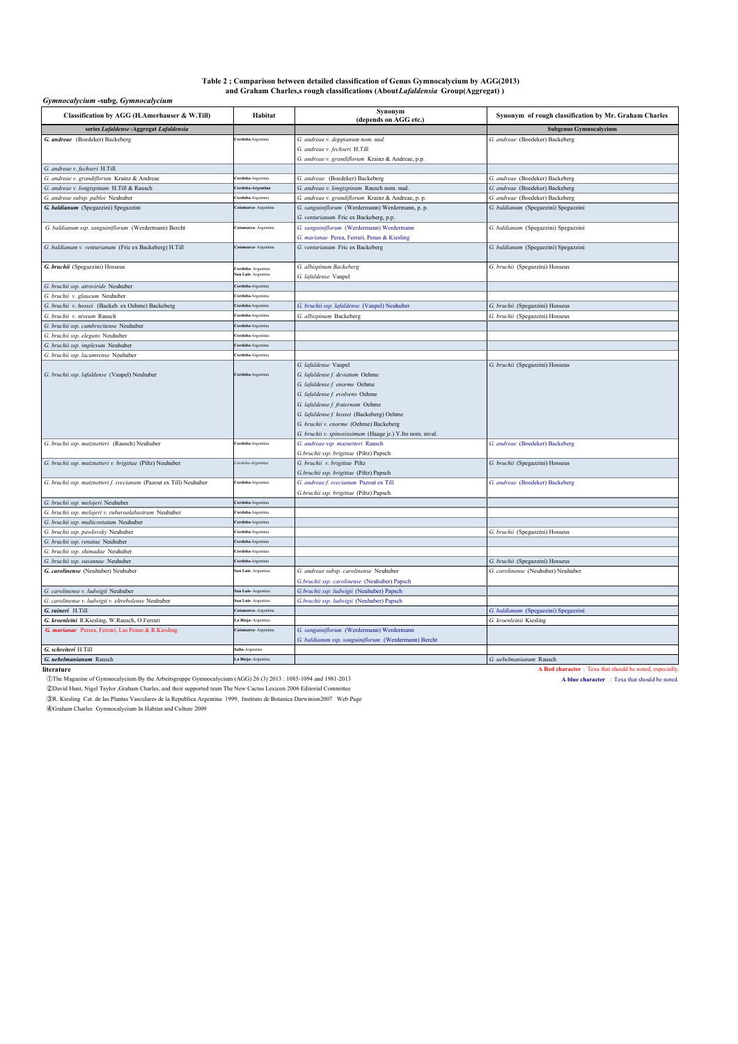**Table 2 ; Comparison between detailed classification of Genus Gymnocalycium by AGG(2013) and Graham Charles,s rough classifications (About *Lafaldensia* Group(Aggregat) )**

***Gymnocalycium* -subg. *Gymnocalycium***

| Classification by AGG (H.Amerhauser & W.Till) | Habitat | Synonym (depends on AGG etc.) | Synonym of rough classification by Mr. Graham Charles |
|---|---|---|---|
| **series *Lafaldense* -Aggregat *Lafaldensia*** | | | **Subgenus Gymnocalycium** |
| ***G. andreae*** (Boedeker) Backeberg | Cordoba-Argentina | *G. andreae v. doppianum nom. nud.*<br>*G. andreae v. fechseri* H.Till<br>*G. andreae v. grandiflorum* Krainz & Andreae, p.p. | *G. andreae* (Boedeker) Backeberg |
| *G. andreae v. fechseri* H.Till | | | |
| *G. andreae v. grandiflorum* Krainz & Andreae | Cordoba-Argentina | *G. andreae* (Boedeker) Backeberg | *G. andreae* (Boedeker) Backeberg |
| *G. andreae v. longispinum* H.Till & Rausch | Cordoba-Argentina | *G. andreae v. longispinum* Rausch nom. nud. | *G. andreae* (Boedeker) Backeberg |
| *G. andreae subsp. pabloi* Neuhuber | Cordoba-Argentina | *G. andreae v. grandiflorum* Krainz & Andreae, p. p. | *G. andreae* (Boedeker) Backeberg |
| ***G. baldianum*** (Spegazzini) Spegazzini | Catamarca- Argentina | *G. sanguiniflorum* (Werdermann) Werdermann, p. p.<br>*G. venturianum* Fric ex Backeberg, p.p. | *G. baldianum* (Spegazzini) Spegazzini |
| *G. baldianum ssp. sanguiniflorum* (Werdermann) Bercht | Catamarca- Argentina | *G. sanguiniflorum* (Werdermann) Werdermann<br>*G. marianae* Perea, Ferrari, Penas & Kiesling | *G. baldianum* (Spegazzini) Spegazzini |
| *G. baldianum v. venturianum* (Fric ex Backeberg) H.Till | Catamarca- Argentina | *G. venturianum* Fric ex Backeberg | *G. baldianum* (Spegazzini) Spegazzini |
| ***G. bruchii*** (Spegazzini) Hosseus | Cordoba- Argentina<br>San Luis- Argentina | *G. albispinum Backeberg*<br>*G. lafaldense* Vaupel | *G. bruchii* (Spegazzini) Hosseus |
| *G. bruchii ssp. atroviride* Neuhuber | Cordoba-Argentina | | |
| *G. bruchii v. glaucum* Neuhuber | Cordoba-Argentina | | |
| *G. bruchii v. hossei* (Backeb. ex Oehme) Backeberg | Cordoba-Argentina | *G. bruchii ssp. lafaldense* (Vaupel) Neuhuber | *G. bruchii* (Spegazzini) Hosseus |
| *G. bruchii v. niveum* Rausch | Cordoba-Argentina | *G. albispinum* Backeberg | *G. bruchii* (Spegazzini) Hosseus |
| *G. bruchii ssp. cumbrecitense* Neuhuber | Cordoba-Argentina | | |
| *G. bruchii ssp. elegans* Neuhuber | Cordoba-Argentina | | |
| *G. bruchii ssp. implexum* Neuhuber | Cordoba-Argentina | | |
| *G. bruchii ssp. lacumrense* Neuhuber | Cordoba-Argentina | | |
| *G. bruchii ssp. lafaldense* (Vaupel) Neuhuber | Cordoba-Argentina | *G. lafaldense* Vaupel<br>*G. lafaldense f. deviatum* Oehme<br>*G. lafaldense f. enorme* Oehme<br>*G. lafaldense f. evolvens* Oehme<br>*G. lafaldense f. fraternum* Oehme<br>*G. lafaldense f. hossei* (Backeberg) Oehme<br>*G. bruchii v. enorme* (Oehme) Backeberg<br>*G. bruchii v. spinosissimum* (Haage jr.) Y.Ito nom. inval. | *G. bruchii* (Spegazzini) Hosseus |
| *G. bruchii ssp. matznetteri* (Rausch) Neuhuber | Cordoba-Argentina | *G. andreae ssp. maznetteri* Rausch<br>*G.bruchii ssp. brigittae* (Piltz) Papsch | *G. andreae* (Boedeker) Backeberg |
| *G. bruchii ssp. matznetteri v. brigittae* (Piltz) Neuhuber | Cordoba-Argentina | *G. bruchii v. brigittae* Piltz<br>*G.bruchii ssp. brigittae* (Piltz) Papsch | *G. bruchii* (Spegazzini) Hosseus |
| *G. bruchii ssp. matznetteri f. svecianum* (Pazout ex Till) Neuhuber | Cordoba-Argentina | *G. andreae f. svecianum* Pazout ex Till<br>*G.bruchii ssp. brigittae* (Piltz) Papsch | *G. andreae* (Boedeker) Backeberg |
| *G. bruchii ssp. melojeri* Neuhuber | Cordoba-Argentina | | |
| *G. bruchii ssp. melojeri v. ruburoalabastrum* Neuhuber | Cordoba-Argentina | | |
| *G. bruchii ssp. multicostatum* Neuhuber | Cordoba-Argentina | | |
| *G. bruchii ssp. pawlovsky* Neuhuber | Cordoba-Argentina | | *G. bruchii* (Spegazzini) Hosseus |
| *G. bruchii ssp. renatae* Neuhuber | Cordoba-Argentina | | |
| *G. bruchii ssp. shimadae* Neuhuber | Cordoba-Argentina | | |
| *G. bruchii ssp. susannae* Neuhuber | Cordoba-Argentina | | *G. bruchii* (Spegazzini) Hosseus |
| ***G. carolinense*** (Neuhuber) Neuhuber | San Luis- Argentina | *G. andreae subsp. carolinense* Neuhuber<br>*G.bruchii ssp. carolinense* (Neuhuber) Papsch | *G. carolinense* (Neuhuber) Neuhuber |
| *G. carolinense v. ludwigii* Neuhuber | San Luis- Argentina | *G.bruchii ssp. ludwigii* (Neuhuber) Papsch | |
| *G. carolinense v. ludwigii v. eltrebolense* Neuhuber | San Luis- Argentina | *G.bruchii ssp. ludwigii* (Neuhuber) Papsch | |
| ***G. raineri*** H.Till | Catamarca- Argentina | | *G. baldianum* (Spegazzini) Spegazzini |
| ***G. kroenleini*** R.Kiesling, W.Rausch, O.Ferrari | La Rioja-Argentina | | *G. kroenleinii* Kiesling |
| ***G. marianae*** Perera, Ferrari, Las Penas & R.Kiesling | Catamarca- Argentina | *G. sanguiniflorum* (Werdermann) Werdermann<br>*G. baldianum ssp. sanguiniflorum* (Werdermann) Bercht | |
| ***G. schreiteri*** H.Till | Salta-Argentina | | |
| ***G. uebelmanianum*** Rausch | La Rioja-Argentina | | *G. uebelmanianum* Rausch |

**A Red character** : Texa that should be noted, especially.
**A blue character** : Texa that should be noted.

**literature**

①The Magazine of Gymnocalycium By the Arbeitsgruppe Gymnocalycium (AGG) 26 (3) 2013 : 1085-1094 and 1981-2013

②David Hunt, Nigel Taylor ,Graham Charles, and their supported team The New Cactus Lexicon 2006 Editorial Committee

③R. Kiesling Cat. de las Plantas Vasculares de la Republica Argentina 1999, Instituto de Botanica Darwinion2007 Web Page

④Graham Charles Gymnocalycium In Habitat and Culture 2009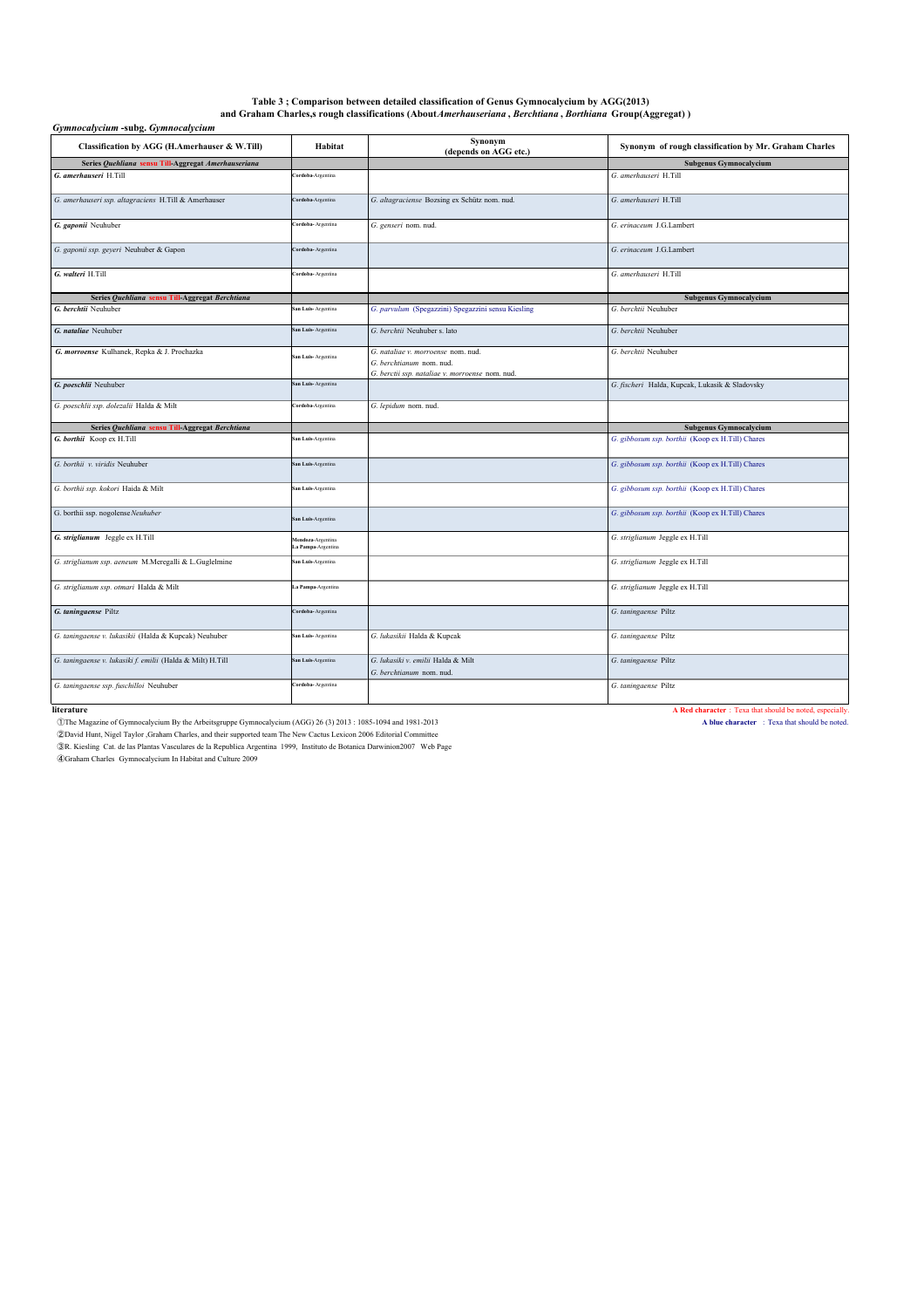**Table 3 ; Comparison between detailed classification of Genus Gymnocalycium by AGG(2013)**
**and Graham Charles,s rough classifications (About *Amerhauseriana* , *Berchtiana* , *Borthiana* Group(Aggregat) )**

***Gymnocalycium* -subg. *Gymnocalycium***

| Classification by AGG (H.Amerhauser & W.Till) | Habitat | Synonym (depends on AGG etc.) | Synonym of rough classification by Mr. Graham Charles |
|---|---|---|---|
| **Series *Quehliana* sensu Till-Aggregat *Amerhauseriana*** | | | **Subgenus Gymnocalycium** |
| ***G. amerhauseri*** H.Till | Cordoba-Argentina | | *G. amerhauseri* H.Till |
| *G. amerhauseri ssp. altagraciens* H.Till & Amerhauser | Cordoba-Argentina | *G. altagraciense* Bozsing ex Schütz nom. nud. | *G. amerhauseri* H.Till |
| ***G. gaponii*** Neuhuber | Cordoba- Argentina | *G. genseri* nom. nud. | *G. erinaceum* J.G.Lambert |
| *G. gaponii ssp. geyeri* Neuhuber & Gapon | Cordoba- Argentina | | *G. erinaceum* J.G.Lambert |
| ***G. walteri*** H.Till | Cordoba- Argentina | | *G. amerhauseri* H.Till |
| **Series *Quehliana* sensu Till-Aggregat *Berchtiana*** | | | **Subgenus Gymnocalycium** |
| ***G. berchtii*** Neuhuber | San Luis- Argentina | *G. parvulum* (Spegazzini) Spegazzini sensu Kiesling | *G. berchtii* Neuhuber |
| ***G. nataliae*** Neuhuber | San Luis- Argentina | *G. berchtii* Neuhuber s. lato | *G. berchtii* Neuhuber |
| ***G. morroense*** Kulhanek, Repka & J. Prochazka | San Luis- Argentina | *G. nataliae v. morroense* nom. nud.<br>*G. berchtianum* nom. nud.<br>*G. berctii ssp. nataliae v. morroense* nom. nud. | *G. berchtii* Neuhuber |
| ***G. poeschlii*** Neuhuber | San Luis- Argentina | | *G. fischeri* Halda, Kupcak, Lukasik & Sladovsky |
| *G. poeschlii ssp. dolezalii* Halda & Milt | Cordoba-Argentina | *G. lepidum* nom. nud. | |
| **Series *Quehliana* sensu Till-Aggregat *Berchtiana*** | | | **Subgenus Gymnocalycium** |
| ***G. borthii*** Koop ex H.Till | San Luis-Argentina | | *G. gibbosum ssp. borthii* (Koop ex H.Till) Chares |
| *G. borthii v. viridis* Neuhuber | San Luis-Argentina | | *G. gibbosum ssp. borthii* (Koop ex H.Till) Chares |
| *G. borthii ssp. kokori* Haida & Milt | San Luis-Argentina | | *G. gibbosum ssp. borthii* (Koop ex H.Till) Chares |
| G. borthii ssp. nogolense *Neuhuber* | San Luis-Argentina | | *G. gibbosum ssp. borthii* (Koop ex H.Till) Chares |
| ***G. striglianum*** Jeggle ex H.Till | Mendoza-Argentina<br>La Pampa-Argentina | | *G. striglianum* Jeggle ex H.Till |
| *G. striglianum ssp. aeneum* M.Meregalli & L.Guglelmine | San Luis-Argentina | | *G. striglianum* Jeggle ex H.Till |
| *G. striglianum ssp. otmari* Halda & Milt | La Pampa-Argentina | | *G. striglianum* Jeggle ex H.Till |
| ***G. taningaense*** Piltz | Cordoba- Argentina | | *G. taningaense* Piltz |
| *G. taningaense v. lukasikii* (Halda & Kupcak) Neuhuber | San Luis- Argentina | *G. lukasikii* Halda & Kupcak | *G. taningaense* Piltz |
| *G. taningaense v. lukasiki f. emilii* (Halda & Milt) H.Till | San Luis-Argentina | *G. lukasiki v. emilii* Halda & Milt<br>*G. berchtianum* nom. nud. | *G. taningaense* Piltz |
| *G. taningaense ssp. fuschilloi* Neuhuber | Cordoba- Argentina | | *G. taningaense* Piltz |

**literature**

①The Magazine of Gymnocalycium By the Arbeitsgruppe Gymnocalycium (AGG) 26 (3) 2013 : 1085-1094 and 1981-2013

②David Hunt, Nigel Taylor ,Graham Charles, and their supported team The New Cactus Lexicon 2006 Editorial Committee

③R. Kiesling Cat. de las Plantas Vasculares de la Republica Argentina 1999, Instituto de Botanica Darwinion2007 Web Page

④Graham Charles Gymnocalycium In Habitat and Culture 2009

**A Red character** : Texa that should be noted, especially.

**A blue character** : Texa that should be noted.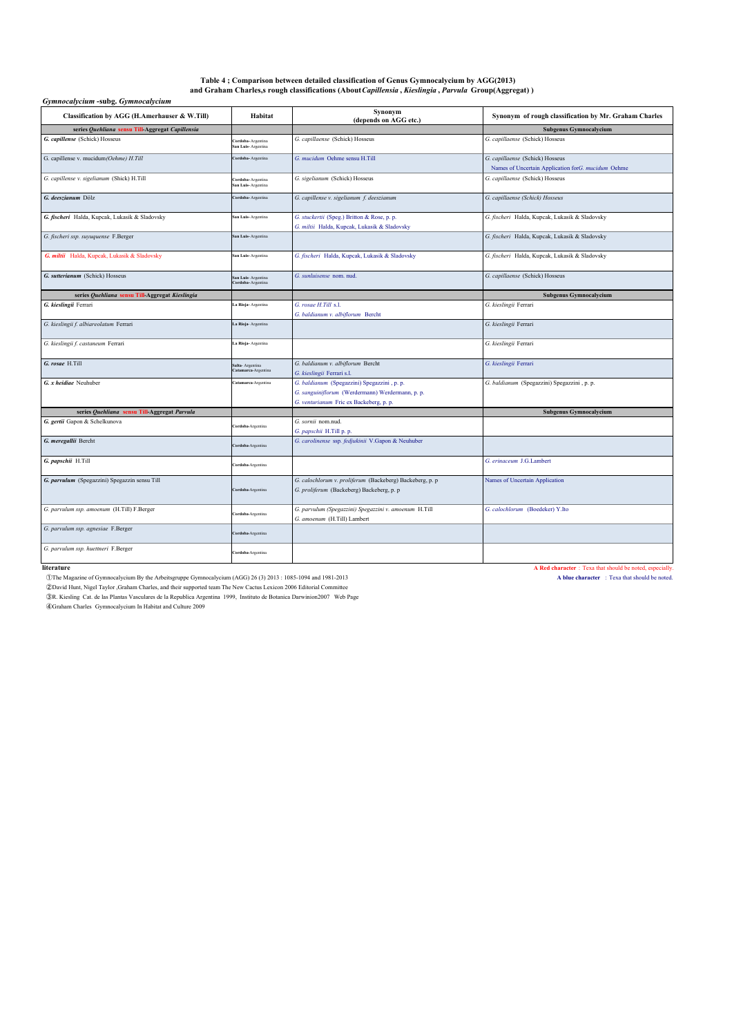**Table 4 ; Comparison between detailed classification of Genus Gymnocalycium by AGG(2013) and Graham Charles,s rough classifications (About *Capillensia* , *Kieslingia* , *Parvula* Group(Aggregat) )**

*Gymnocalycium* -subg. *Gymnocalycium*

| Classification by AGG (H.Amerhauser & W.Till) | Habitat | Synonym (depends on AGG etc.) | Synonym of rough classification by Mr. Graham Charles |
|---|---|---|---|
| series *Quehliana* sensu Till-Aggregat *Capillensia* | | | Subgenus Gymnocalycium |
| ***G. capillense*** (Schick) Hosseus | Cordoba- Argentina San Luis- Argentina | *G. capillaense* (Schick) Hosseus | *G. capillaense* (Schick) Hosseus |
| G. capillense v. mucidum *(Oehme) H.Till* | Cordoba- Argentina | *G. mucidum* Oehme sensu H.Till | *G. capillaense* (Schick) Hosseus<br>Names of Uncertain Application for *G. mucidum* Oehme |
| *G. capillense v. sigelianum* (Shick) H.Till | Cordoba- Argentina San Luis- Argentina | *G. sigelianum* (Schick) Hosseus | *G. capillaense* (Schick) Hosseus |
| ***G. deeszianum*** Dölz | Cordoba- Argentina | *G. capillense v. sigelianum f. deeszianum* | *G. capillaense (Schick) Hosseus* |
| ***G. fischeri*** Halda, Kupcak, Lukasik & Sladovsky | San Luis- Argentina | *G. stuckertii* (Speg.) Britton & Rose, p. p.<br>*G. miltii* Halda, Kupcak, Lukasik & Sladovsky | *G. fischeri* Halda, Kupcak, Lukasik & Sladovsky |
| *G. fischeri ssp. suyuquense* F.Berger | San Luis- Argentina | | *G. fischeri* Halda, Kupcak, Lukasik & Sladovsky |
| ***G. miltii*** Halda, Kupcak, Lukasik & Sladovsky | San Luis- Argentina | *G. fischeri* Halda, Kupcak, Lukasik & Sladovsky | *G. fischeri* Halda, Kupcak, Lukasik & Sladovsky |
| ***G. sutterianum*** (Schick) Hosseus | San Luis- Argentina Cordoba- Argentina | *G. sunluisense* nom. nud. | *G. capillaense* (Schick) Hosseus |
| series *Quehliana* sensu Till-Aggregat *Kieslingia* | | | Subgenus Gymnocalycium |
| ***G. kieslingii*** Ferrari | La Rioja- Argentina | *G. rosae H.Till* s.l.<br>*G. baldianum v. albiflorum* Bercht | *G. kieslingii* Ferrari |
| *G. kieslingii f. albiareolatum* Ferrari | La Rioja- Argentina | | *G. kieslingii* Ferrari |
| *G. kieslingii f. castaneum* Ferrari | La Rioja- Argentina | | *G. kieslingii* Ferrari |
| ***G. rosae*** H.Till | Salta- Argentina Catamarca-Argentina | *G. baldianum v. albiflorum* Bercht<br>*G. kieslingii* Ferrari s.l. | *G. kieslingii* Ferrari |
| ***G. x heidiae*** Neuhuber | Catamarca-Argentina | *G. baldianum* (Spegazzini) Spegazzini , p. p.<br>*G. sanguiniflorum* (Werdermann) Werdermann, p. p.<br>*G. venturianum* Fric ex Backeberg, p. p. | *G. baldianum* (Spegazzini) Spegazzini , p. p. |
| series *Quehliana* sensu Till-Aggregat *Parvula* | | | Subgenus Gymnocalycium |
| ***G. gertii*** Gapon & Schelkunova | Cordoba-Argentina | *G. sornii* nom.nud.<br>*G. papschii* H.Till p. p. | |
| ***G. meregallii*** Bercht | Cordoba-Argentina | *G. carolinense* ssp. *fedjukinii* V.Gapon & Neuhuber | |
| ***G. papschii*** H.Till | Cordoba-Argentina | | *G. erinaceum* J.G.Lambert |
| ***G. parvulum*** (Spegazzini) Spegazzin sensu Till | Cordoba-Argentina | *G. calochlorum v. proliferum* (Backeberg) Backeberg, p. p<br>*G. proliferum* (Backeberg) Backeberg, p. p | Names of Uncertain Application |
| *G. parvulum ssp. amoenum* (H.Till) F.Berger | Cordoba-Argentina | *G. parvulum (Spegazzini) Spegazzini v. amoenum* H.Till<br>*G. amoenum* (H.Till) Lambert | *G. calochlorum* (Boedeker) Y.Ito |
| *G. parvulum ssp. agnesiae* F.Berger | Cordoba-Argentina | | |
| *G. parvulum ssp. huettneri* F.Berger | Cordoba-Argentina | | |

**literature**

①The Magazine of Gymnocalycium By the Arbeitsgruppe Gymnocalycium (AGG) 26 (3) 2013 : 1085-1094 and 1981-2013

②David Hunt, Nigel Taylor ,Graham Charles, and their supported team The New Cactus Lexicon 2006 Editorial Committee

③R. Kiesling Cat. de las Plantas Vasculares de la Republica Argentina 1999, Instituto de Botanica Darwinion2007 Web Page

④Graham Charles Gymnocalycium In Habitat and Culture 2009

**A Red character** : Texa that should be noted, especially.

**A blue character** : Texa that should be noted.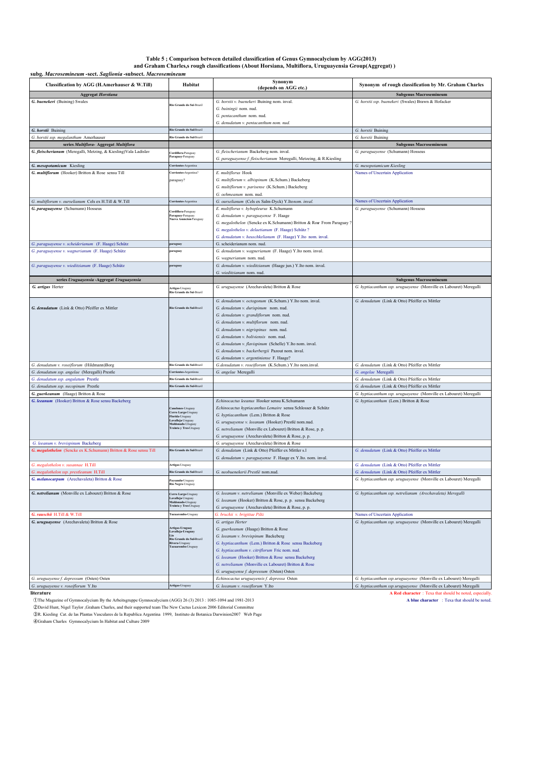**Table 5 ; Comparison between detailed classification of Genus Gymnocalycium by AGG(2013) and Graham Charles,s rough classifications (About Horsiana, Multiflora, Uruguayensia Group(Aggregat) )**

**subg.** ***Macrosemineum*** **-sect.** ***Saglionia*** **-subsect.** ***Macrosemineum***

| Classification by AGG (H.Amerhauser & W.Till) | Habitat | Synonym (depends on AGG etc.) | Synonym of rough classification by Mr. Graham Charles |
|---|---|---|---|
| **Aggregat** ***Horstiana*** | | | **Subgenus Macrosemineum** |
| ***G. buenekeri*** (Buining) Swales | Rio Grande do Sul-Brazil | *G. horstii v. buenekeri* Buining nom. inval. | *G. horstii ssp. buenekeri* (Swales) Brawn & Hofacker |
| | | *G. buiningii* nom. nud. | |
| | | *G. pentacanthum* nom. nud. | |
| | | *G. denudatum v. pentacanthum nom. nud.* | |
| ***G. horstii*** Buining | Rio Grande do Sul-Brazil | | *G. horstii* Buining |
| *G. horstii ssp. megalanthum* Amerhauser | Rio Grande do Sul-Brazil | | *G. horstii* Buining |
| **series** ***Multiflora*** **- Aggregat** ***Multiflora*** | | | **Subgenus Macrosemineum** |
| ***G. fleischerianum*** (Meregalli, Metzing, & Kiesling)Vala Ladislav | Cordillera-Paraguay Paraguay-Paraguay | *G. fleischerianum* Backeberg nom. inval. | *G. paraguayense* (Schumann) Hosseus |
| | | *G. paraguayense f. fleischerianum* Meregalli, Metzeing, & R.Kiesling | |
| ***G. mesopotamicum*** Kiesling | Corrientes-Argentina | | *G. mesopotamicum Kiesling* |
| ***G. multiflorum*** (Hooker) Britton & Rose sensu Till | Corrientes-Argentina? | *E. multiflorus* Hook | Names of Uncertain Application |
| | paraguay? | *G. multiflorum v. albispinum* (K.Schum.) Backeberg | |
| | | *G. multiflorum v. parisense* (K.Schum.) Backeberg | |
| | | *G. oehmeanum* nom. nud. | |
| *G. multiflorum v. ourselianum* Cels ex H.Till & W.Till | Corrientes-Argentina | *G. ourselianum* (Cels ex Salm-Dyck) Y.Ito*nom. inval.* | Names of Uncertain Application |
| ***G. paraguayense*** (Schumann) Hosseus | Cordillera-Paraguay Paraguay-Paraguay Nueva Asuncion-Paraguay | *E. multiflorus v. hybopleurus* K.Schumann | *G. paraguayense* (Schumann) Hosseus |
| | | *G. denudatum v. paraguayense* F. Haage | |
| | | *G. megalothelon* (Sencke ex K.Schumann) Britton & Rose From Paraguay ? | |
| | | *G. megalothelos v. delaetianum* (F. Haage) Schütz ? | |
| | | *G. denudatum v. heuschkelianum* (F. Haage) Y.Ito nom. inval. | |
| *G. paraguayense v. scheiderianum* (F. Haage) Schütz | paraguay | G. scheiderianum nom. nud. | |
| *G. paraguayense v. wagnerianum* (F. Haage) Schütz | paraguay | *G. denudatum v. wagnerianum* (F. Haage) Y.Ito nom. inval. | |
| | | *G. wagnerianum* nom. nud. | |
| *G. paraguayense v. wieditzianum* (F. Haage) Schütz | paraguay | *G. denudatum v. wieditzianum* (Haage jun.) Y.Ito nom. inval. | |
| | | *G. wieditzianum* nom. nud. | |
| **series** ***Uruguayensia*** **-Aggregat** ***Uruguayensia*** | | | **Subgenus Macrosemineum** |
| ***G. artigas*** Herter | Artigas-Uruguay Rio Grande do Sul-Brazil | *G. uruguayense* (Arechavaleta) Britton & Rose | *G. hyptiacanthum ssp. uruguayense* (Monville ex Labouret) Meregalli |
| ***G. denudatum*** (Link & Otto) Pfeiffer ex Mittler | Rio Grande do Sul-Brazil | *G. denudatum v. octogonum* (K.Schum.) Y.Ito nom. inval. | *G. denudatum* (Link & Otto) Pfeiffer ex Mittler |
| | | *G. denudatum v. durispinum* nom. nud. | |
| | | *G. denudatum v. grandiflorum* nom. nud. | |
| | | *G. denudatum v. multiflorum* nom. nud. | |
| | | *G. denudatum v. nigrispinus* nom. nud. | |
| | | *G. denudatum v. boliviensis* nom. nud. | |
| | | *G. denudatum v. flavispinum* (Schelle) Y.Ito nom. inval. | |
| | | *G. denudatum v. backerbergii* Pazout nom. inval. | |
| | | *G. denudatum v. argentiniense* F. Haage? | |
| *G. denudatum v. roseiflorum* (Hildmann)Borg | Rio Grande do Sul-Brazil | *G.denudatum v. roseiflorum* (K.Schum.) Y.Ito nom.inval. | *G. denudatum* (Link & Otto) Pfeiffer ex Mittler |
| *G. denudatum ssp. angelae* (Meregalli) Prestle | Corrientes-Argentina | *G. angelae* Meregalli | *G. angelae* Meregalli |
| *G. denudatum ssp. angulatum* Prestle | Rio Grande do Sul-Brazil | | *G. denudatum* (Link & Otto) Pfeiffer ex Mittler |
| *G. denudatum ssp. necopinum* Prestle | Rio Grande do Sul-Brazil | | *G. denudatum* (Link & Otto) Pfeiffer ex Mittler |
| ***G. guerkeanum*** (Haage) Britton & Rose | | | *G. hyptiacanthum ssp. uruguayense* (Monville ex Labouret) Meregalli |
| ***G. leeanum*** (Hooker) Britton & Rose sensu Backeberg | Canelones-Uruguay Cerro Largo-Uruguay Florida-Uruguay Lavalleja-Uruguay Maldonado-Uruguay Treinta y Tres-Uruguay | *Echinocactus leeanus* Hooker sensu K.Schumann | *G. hyptiacanthum* (Lem.) Britton & Rose |
| | | *Echinocactus hyptiacanthus Lemaire* sensu Schlosser & Schütz | |
| | | *G. hyptiacanthum* (Lem.) Britton & Rose | |
| | | *G. uruguayense v. leeanum* (Hooker) Prestlé nom.nud. | |
| | | *G. netrelianum* (Monville ex Labouret) Britton & Rose, p. p. | |
| | | *G. uruguayense* (Arechavaleta) Britton & Rose, p. p. | |
| *G. leeanum v. brevispinum* Backeberg | | *G. uruguayense* (Arechavaleta) Britton & Rose | |
| ***G. megalothelon*** (Sencke ex K.Schumann) Britton & Rose sensu Till | Rio Grande do Sul-Brazil | *G. denudatum* (Link & Otto) Pfeiffer ex Mittler s.l | *G. denudatum* (Link & Otto) Pfeiffer ex Mittler |
| | | *G. denudatum v. paraguayense* F. Haage ex Y.Ito. nom. inval. | |
| *G. megalothelon v. susannae* H.Till | Artigas-Uruguay | | *G. denudatum* (Link & Otto) Pfeiffer ex Mittler |
| *G. megalothelon ssp. prestleanum* H.Till | Rio Grande do Sul-Brazil | *G. neobuenekerii Prestlé* nom.nud. | *G. denudatum* (Link & Otto) Pfeiffer ex Mittler |
| ***G. melanocarpum*** (Arechavaleta) Britton & Rose | Paysandu-Uruguay Rio Negro-Uruguay | | *G. hyptiacanthum ssp. uruguayense* (Monville ex Labouret) Meregalli |
| ***G. netrelianum*** (Monville ex Labouret) Britton & Rose | Cerro Largo-Uruguay Lavalleja-Uruguay Maldonado-Uruguay Treinta y Tres-Uruguay | *G. leeanum v. netrelianum* (Monville ex Weber) Backeberg | *G. hyptiacanthum ssp. netrelianum (Arechavaleta) Meregalli* |
| | | *G. leeanum* (Hooker) Britton & Rose, p. p. sensu Backeberg | |
| | | *G. uruguayense* (Arechavaleta) Britton & Rose, p. p. | |
| ***G. rauschii*** H.Till & W.Till | Tacuarembo-Uruguay | *G. bruchii v. brigittae Piltz* | Names of Uncertain Application |
| ***G. uruguayense*** (Arechavaleta) Britton & Rose | Artigas-Uruguay Lavalleja-Uruguay Lis Rio Grande do Sul-Brazil Rivera-Uruguay Tacuarembo-Uruguay | *G. artigas Herter* | *G. hyptiacanthum ssp. uruguayense* (Monville ex Labouret) Meregalli |
| | | *G. guerkeanum* (Haage) Britton & Rose | |
| | | *G. leeanum v. brevispinum* Backeberg | |
| | | *G. hyptiacanthum* (Lem.) Britton & Rose sensu Backeberg | |
| | | *G. hyptiacanthum v. citriflorum* Fric nom. nud. | |
| | | *G. leeanum* (Hooker) Britton & Rose sensu Backeberg | |
| | | *G. netrelianum* (Monville ex Labouret) Britton & Rose | |
| | | *G. uruguayense f. depressum* (Osten) Osten | |
| *G. uruguayense f. depressum* (Osten) Osten | | *Echinocactus uruguayensis f. depressa* Osten | *G. hyptiacanthum ssp.uruguayense* (Monville ex Labouret) Meregalli |
| *G. uruguayense v. roseiflorum* Y.Ito | Artigas-Uruguay | *G. leeanum v. roseiflorum* Y.Ito | *G. hyptiacanthum ssp.uruguayense* (Monville ex Labouret) Meregalli |

**literature**

A Red character : Texa that should be noted, especially.

A blue character : Texa that should be noted.

①The Magazine of Gymnocalycium By the Arbeitsgruppe Gymnocalycium (AGG) 26 (3) 2013 : 1085-1094 and 1981-2013

②David Hunt, Nigel Taylor ,Graham Charles, and their supported team The New Cactus Lexicon 2006 Editorial Committee

③R. Kiesling Cat. de las Plantas Vasculares de la Republica Argentina 1999, Instituto de Botanica Darwinion2007 Web Page

④Graham Charles Gymnocalycium In Habitat and Culture 2009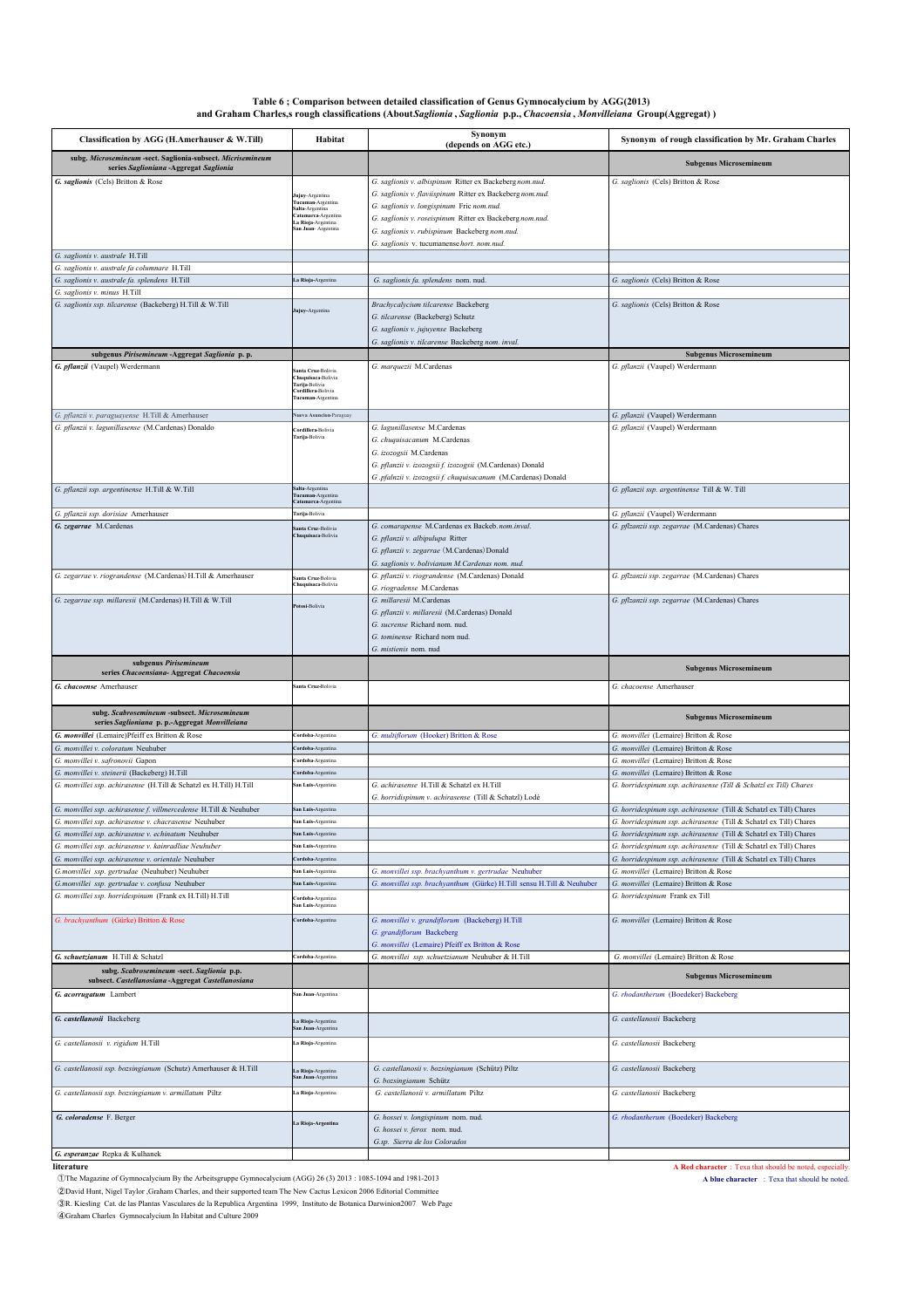**Table 6 ; Comparison between detailed classification of Genus Gymnocalycium by AGG(2013) and Graham Charles,s rough classifications (About *Saglionia* , *Saglionia* p.p., *Chacoensia* , *Monvilleiana* Group(Aggregat) )**

| Classification by AGG (H.Amerhauser & W.Till) | Habitat | Synonym (depends on AGG etc.) | Synonym of rough classification by Mr. Graham Charles |
|---|---|---|---|
| **subg. *Microsemineum* -sect. Saglionia-subsect. *Micrisemineum* series *Saglioniana* -Aggregat *Saglionia*** | | | **Subgenus Microsemineum** |
| ***G. saglionis*** (Cels) Britton & Rose | Jujuy-Argentina, Tucuman-Argentina, Salta-Argentina, Catamarca-Argentina, La Rioja-Argentina, San Juan- Argentina | *G. saglionis v. albispinum* Ritter ex Backeberg *nom.nud.*<br>*G. saglionis v. flaviispinum* Ritter ex Backeberg *nom.nud.*<br>*G. saglionis v. longispinum* Fric *nom.nud.*<br>*G. saglionis v. roseispinum* Ritter ex Backeberg *nom.nud.*<br>*G. saglionis v. rubispinum* Backeberg *nom.nud.*<br>*G. saglionis* v. tucumanense *hort. nom.nud.* | *G. saglionis* (Cels) Britton & Rose |
| *G. saglionis v. australe* H.Till | | | |
| *G. saglionis v. australe fa columnare* H.Till | | | |
| *G. saglionis v. australe fa. splendens* H.Till | La Rioja-Argentina | *G. saglionis fa. splendens* nom. nud. | *G. saglionis* (Cels) Britton & Rose |
| *G. saglionis v. minus* H.Till | | | |
| *G. saglionis ssp. tilcarense* (Backeberg) H.Till & W.Till | Jujuy-Argentina | *Brachycalycium tilcarense* Backeberg<br>*G. tilcarense* (Backeberg) Schutz<br>*G. saglionis v. jujuyense* Backeberg<br>*G. saglionis v. tilcarense* Backeberg *nom. inval.* | *G. saglionis* (Cels) Britton & Rose |
| **subgenus *Pirisemineum* -Aggregat *Saglionia* p. p.** | | | **Subgenus Microsemineum** |
| ***G. pflanzii*** (Vaupel) Werdermann | Santa Cruz-Bolivia, Chuquisaca-Bolivia, Tarija-Bolivia, Cordillera-Bolivia, Tucuman-Argentina | *G. marquezii* M.Cardenas | *G. pflanzii* (Vaupel) Werdermann |
| *G. pflanzii v. paraguayense* H.Till & Amerhauser | Nueva Asuncion-Paraguay | | *G. pflanzii* (Vaupel) Werdermann |
| *G. pflanzii v. lagunillasense* (M.Cardenas) Donaldo | Cordillera-Bolivia, Tarija-Bolivia | *G. lagunillasense* M.Cardenas<br>*G. chuquisacanum* M.Cardenas<br>*G. izozogsii* M.Cardenas<br>*G. pflanzii v. izozogsii f. izozogsii* (M.Cardenas) Donald<br>*G .pfalnzii v. izozogsii f. chuquisacanum* (M.Cardenas) Donald | *G. pflanzii* (Vaupel) Werdermann |
| *G. pflanzii ssp. argentinense* H.Till & W.Till | Salta-Argentina, Tucuman-Argentina, Catamarca-Argentina | | *G. pflanzii ssp. argentinense* Till & W. Till |
| *G. pflanzii ssp. dorisiae* Amerhauser | Tarija-Bolivia | | *G. pflanzii* (Vaupel) Werdermann |
| ***G. zegarrae*** M.Cardenas | Santa Cruz-Bolivia, Chuquisaca-Bolivia | *G. comarapense* M.Cardenas ex Backeb. *nom.inval.*<br>*G. pflanzii v. albipulupa* Ritter<br>*G. pflanzii v. zegarrae* (M.Cardenas) Donald<br>*G. saglionis v. bolivianum M.Cardenas nom. nud.* | *G. pflzanzii ssp. zegarrae* (M.Cardenas) Chares |
| *G. zegarrae v. riograndense* (M.Cardenas) H.Till & Amerhauser | Santa Cruz-Bolivia, Chuquisaca-Bolivia | *G. pflanzii v. riograndense* (M.Cardenas) Donald<br>*G. riogradense* M.Cardenas | *G. pflzanzii ssp. zegarrae* (M.Cardenas) Chares |
| *G. zegarrae ssp. millaresii* (M.Cardenas) H.Till & W.Till | Potosi-Bolivia | *G. millaresii* M.Cardenas<br>*G. pflanzii v. millaresii* (M.Cardenas) Donald<br>*G. sucrense* Richard nom. nud.<br>*G. tominense* Richard nom nud.<br>*G. mistienis* nom. nud | *G. pflzanzii ssp. zegarrae* (M.Cardenas) Chares |
| **subgenus *Pirisemineum* series *Chacoensiana*- Aggregat *Chacoensia*** | | | **Subgenus Microsemineum** |
| ***G. chacoense*** Amerhauser | Santa Cruz-Bolivia | | *G. chacoense* Amerhauser |
| **subg. *Scabrosemineum* -subsect. *Microsemineum* series *Saglioniana* p. p.-Aggregat *Monvilleiana*** | | | **Subgenus Microsemineum** |
| ***G. monvillei*** (Lemaire)Pfeiff ex Britton & Rose | Cordoba-Argentina | *G. multiflorum* (Hooker) Britton & Rose | *G. monvillei* (Lemaire) Britton & Rose |
| *G. monvillei v. coloratum* Neuhuber | Cordoba-Argentina | | *G. monvillei* (Lemaire) Britton & Rose |
| *G. monvillei v. safronovii* Gapon | Cordoba-Argentina | | *G. monvillei* (Lemaire) Britton & Rose |
| *G. monvillei v. steinerii* (Backeberg) H.Till | Cordoba-Argentina | | *G. monvillei* (Lemaire) Britton & Rose |
| *G. monvillei ssp. achirasense* (H.Till & Schatzl ex H.Till) H.Till | San Luis-Argentina | *G. achirasense* H.Till & Schatzl ex H.Till<br>*G. horridispinum v. achirasense* (Till & Schatzl) Lodé | *G. horridespinum ssp. achirasense (Till & Schatzl ex Till) Chares* |
| *G. monvillei ssp. achirasense f. villmercedense* H.Till & Neuhuber | San Luis-Argentina | | *G. horridespinum ssp. achirasense* (Till & Schatzl ex Till) Chares |
| *G. monvillei ssp. achirasense v. chacrasense* Neuhuber | San Luis-Argentina | | *G. horridespinum ssp. achirasense* (Till & Schatzl ex Till) Chares |
| *G. monvillei ssp. achirasense v. echinatum* Neuhuber | San Luis-Argentina | | *G. horridespinum ssp. achirasense* (Till & Schatzl ex Till) Chares |
| *G. monvillei ssp. achirasense v. kainradliae Neuhuber* | San Luis-Argentina | | *G. horridespinum ssp. achirasense* (Till & Schatzl ex Till) Chares |
| *G. monvillei ssp. achirasense v. orientale* Neuhuber | Cordoba-Argentina | | *G. horridespinum ssp. achirasense* (Till & Schatzl ex Till) Chares |
| *G.monvillei ssp. gertrudae* (Neuhuber) Neuhuber | San Luis-Argentina | *G. monvillei ssp. brachyanthum v. gertrudae* Neuhuber | *G. monvillei* (Lemaire) Britton & Rose |
| *G.monvillei ssp. gertrudae v. confusa* Neuhuber | San Luis-Argentina | *G. monvillei ssp. brachyanthum* (Gürke) H.Till sensu H.Till & Neuhuber | *G. monvillei* (Lemaire) Britton & Rose |
| *G. monvillei ssp. horridespinum* (Frank ex H.Till) H.Till | Cordoba-Argentina, San Luis-Argentina | | *G. horridespinum* Frank ex Till |
| *G. brachyanthum* (Gürke) Britton & Rose | Cordoba-Argentina | *G. monvillei v. grandiflorum* (Backeberg) H.Till<br>*G. grandiflorum* Backeberg<br>*G. monvillei* (Lemaire) Pfeiff ex Britton & Rose | *G. monvillei* (Lemaire) Britton & Rose |
| ***G. schuetzianum*** H.Till & Schatzl | Cordoba-Argentina | *G. monvillei ssp. schuetzianum* Neuhuber & H.Till | *G. monvillei* (Lemaire) Britton & Rose |
| **subg. *Scabrosemineum* -sect. *Saglionia* p.p. subsect. *Castellanosiana* -Aggregat *Castellanosiana*** | | | **Subgenus Microsemineum** |
| ***G. acorrugatum*** Lambert | San Juan-Argentina | | *G. rhodantherum* (Boedeker) Backeberg |
| ***G. castellanosii*** Backeberg | La Rioja-Argentina, San Juan-Argentina | | *G. castellanosii* Backeberg |
| *G. castellanosii v. rigidum* H.Till | La Rioja-Argentina | | *G. castellanosii* Backeberg |
| *G. castellanosii ssp. bozsingianum* (Schutz) Amerhauser & H.Till | La Rioja-Argentina, San Juan-Argentina | *G. castellanosii v. bozsingianum* (Schütz) Piltz<br>*G. bozsingianum* Schütz | *G. castellanosii* Backeberg |
| *G. castellanosii ssp. bozsingianum v. armillatum* Piltz | La Rioja-Argentina | *G. castellanosii v. armillatum* Piltz | *G. castellanosii* Backeberg |
| ***G. coloradense*** F. Berger | La Rioja-Argentina | *G. hossei v. longispinum* nom. nud.<br>*G. hossei v. ferox* nom. nud.<br>*G.sp. Sierra de los Colorados* | *G. rhodantherum* (Boedeker) Backeberg |
| ***G. esperanzae*** Repka & Kulhanek | | | |

**literature**

①The Magazine of Gymnocalycium By the Arbeitsgruppe Gymnocalycium (AGG) 26 (3) 2013 : 1085-1094 and 1981-2013

②David Hunt, Nigel Taylor ,Graham Charles, and their supported team The New Cactus Lexicon 2006 Editorial Committee

③R. Kiesling Cat. de las Plantas Vasculares de la Republica Argentina 1999, Instituto de Botanica Darwinion2007 Web Page

④Graham Charles Gymnocalycium In Habitat and Culture 2009

**A Red character** : Texa that should be noted, especially.

**A blue character** : Texa that should be noted.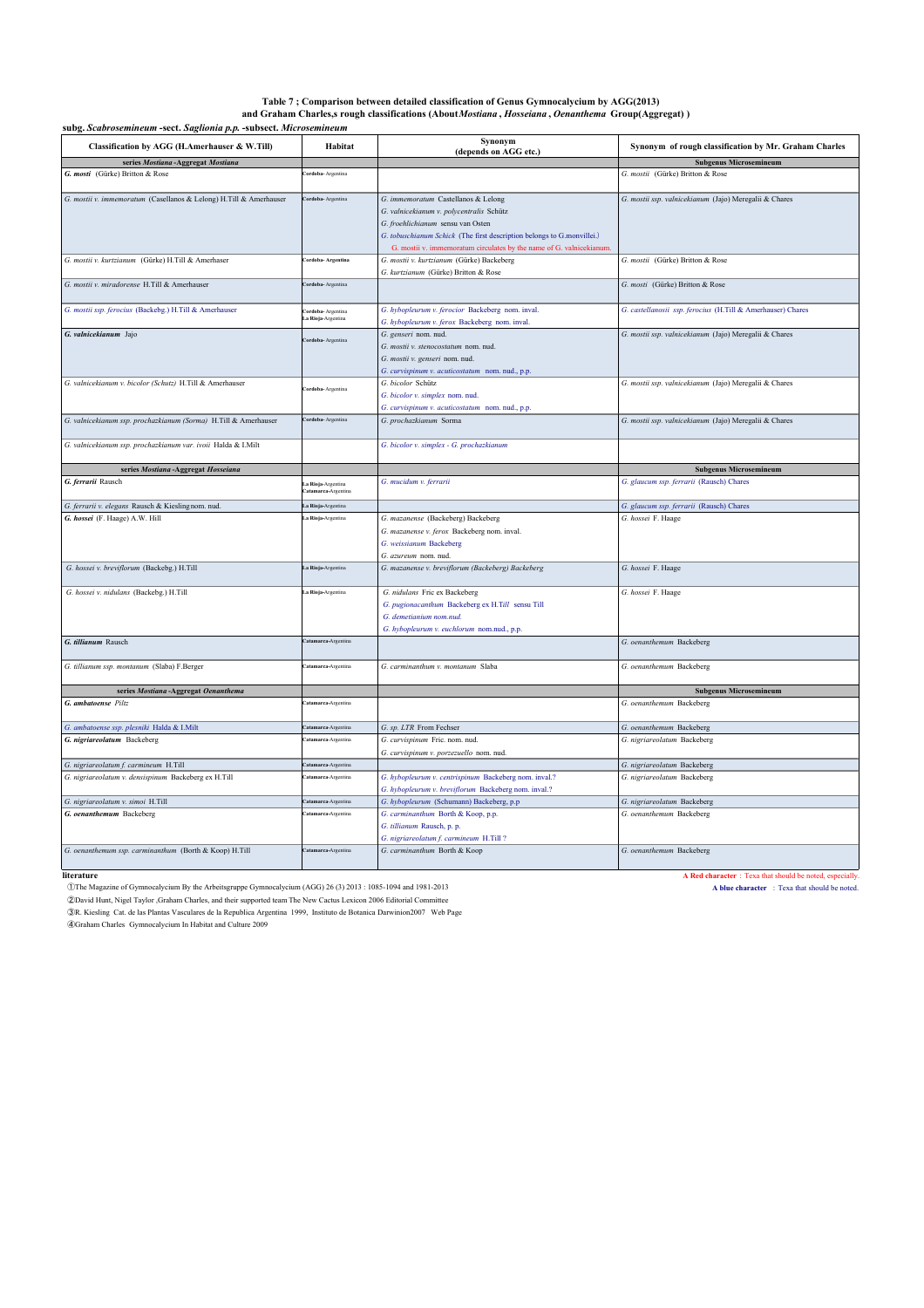**Table 7 ; Comparison between detailed classification of Genus Gymnocalycium by AGG(2013) and Graham Charles,s rough classifications (About *Mostiana* , *Hosseiana* , *Oenanthema* Group(Aggregat) )**

**subg. *Scabrosemineum* -sect. *Saglionia p.p.* -subsect. *Microsemineum***

| Classification by AGG (H.Amerhauser & W.Till) | Habitat | Synonym (depends on AGG etc.) | Synonym of rough classification by Mr. Graham Charles |
|---|---|---|---|
| **series *Mostiana* -Aggregat *Mostiana*** | | | **Subgenus Microsemineum** |
| ***G. mosti*** (Gürke) Britton & Rose | Cordoba- Argentina | | *G. mostii* (Gürke) Britton & Rose |
| *G. mostii v. immemoratum* (Castellanos & Lelong) H.Till & Amerhauser | Cordoba- Argentina | *G. immemoratum* Castellanos & Lelong<br>*G. valnicekianum v. polycentralis* Schütz<br>*G. froehlichianum* sensu van Osten<br>*G. tobuschianum Schick* (The first description belongs to G.monvillei.)<br>G. mostii v. immemoratum circulates by the name of G. valnicekianum. | *G. mostii ssp. valnicekianum* (Jajo) Meregalii & Chares |
| *G. mostii v. kurtzianum* (Gürke) H.Till & Amerhaser | Cordoba- Argentina | *G. mostii v. kurtzianum* (Gürke) Backeberg<br>*G. kurtzianum* (Gürke) Britton & Rose | *G. mostii* (Gürke) Britton & Rose |
| *G. mostii v. miradorense* H.Till & Amerhauser | Cordoba- Argentina | | *G. mosti* (Gürke) Britton & Rose |
| *G. mostii ssp. ferocius* (Backebg.) H.Till & Amerhauser | Cordoba- Argentina<br>La Rioja-Argentina | *G. hybopleurum v. ferocior* Backeberg nom. inval.<br>*G. hybopleurum v. ferox* Backeberg nom. inval. | *G. castellanosii ssp. ferocius* (H.Till & Amerhauser) Chares |
| ***G. valnicekianum*** Jajo | Cordoba- Argentina | *G. genseri* nom. nud.<br>*G. mostii v. stenocostatum* nom. nud.<br>*G. mostii v. genseri* nom. nud.<br>*G. curvispinum v. acuticostatum* nom. nud., p.p. | *G. mostii ssp. valnicekianum* (Jajo) Meregalii & Chares |
| *G. valnicekianum v. bicolor (Schutz)* H.Till & Amerhauser | Cordoba- Argentina | *G. bicolor* Schütz<br>*G. bicolor v. simplex* nom. nud.<br>*G. curvispinum v. acuticostatum* nom. nud., p.p. | *G. mostii ssp. valnicekianum* (Jajo) Meregalii & Chares |
| *G. valnicekianum ssp. prochazkianum (Sorma)* H.Till & Amerhauser | Cordoba- Argentina | *G. prochazkianum* Sorma | *G. mostii ssp. valnicekianum* (Jajo) Meregalii & Chares |
| *G. valnicekianum ssp. prochazkianum var. ivoii* Halda & I.Milt | | *G. bicolor v. simplex - G. prochazkianum* | |
| **series *Mostiana* -Aggregat *Hosseiana*** | | | **Subgenus Microsemineum** |
| ***G. ferrarii*** Rausch | La Rioja-Argentina<br>Catamarca-Argentina | *G. mucidum v. ferrarii* | *G. glaucum ssp. ferrarii* (Rausch) Chares |
| *G. ferrarii v. elegans* Rausch & Kiesling nom. nud. | La Rioja-Argentina | | *G. glaucum ssp. ferrarii* (Rausch) Chares |
| ***G. hossei*** (F. Haage) A.W. Hill | La Rioja-Argentina | *G. mazanense* (Backeberg) Backeberg<br>*G. mazanense v. ferox* Backeberg nom. inval.<br>*G. weissianum* Backeberg<br>*G. azureum* nom. nud. | *G. hossei* F. Haage |
| *G. hossei v. breviflorum* (Backebg.) H.Till | La Rioja-Argentina | *G. mazanense v. breviflorum (Backeberg) Backeberg* | *G. hossei* F. Haage |
| *G. hossei v. nidulans* (Backebg.) H.Till | La Rioja-Argentina | *G. nidulans* Fric ex Backeberg<br>*G. pugionacanthum* Backeberg ex H.Till sensu Till<br>*G. demetianum nom.nud.*<br>*G. hybopleurum v. euchlorum* nom.nud., p.p. | *G. hossei* F. Haage |
| ***G. tillianum*** Rausch | Catamarca-Argentina | | *G. oenanthemum* Backeberg |
| *G. tillianum ssp. montanum* (Slaba) F.Berger | Catamarca-Argentina | *G. carminanthum v. montanum* Slaba | *G. oenanthemum* Backeberg |
| **series *Mostiana* -Aggregat *Oenanthema*** | | | **Subgenus Microsemineum** |
| ***G. ambatoense*** *Piltz* | Catamarca-Argentina | | *G. oenanthemum* Backeberg |
| *G. ambatoense ssp. plesniki* Halda & I.Milt | Catamarca-Argentina | *G. sp. LTR* From Fechser | *G. oenanthemum* Backeberg |
| ***G. nigriareolatum*** Backeberg | Catamarca-Argentina | *G. curvispinum* Fric. nom. nud.<br>*G. curvispinum v. porzezuello* nom. nud. | *G. nigriareolatum* Backeberg |
| *G. nigriareolatum f. carmineum* H.Till | Catamarca-Argentina | | *G. nigriareolatum* Backeberg |
| *G. nigriareolatum v. densispinum* Backeberg ex H.Till | Catamarca-Argentina | *G. hybopleurum v. centrispinum* Backeberg nom. inval.?<br>*G. hybopleurum v. breviflorum* Backeberg nom. inval.? | *G. nigriareolatum* Backeberg |
| *G. nigriareolatum v. simoi* H.Till | Catamarca-Argentina | *G. hybopleurum* (Schumann) Backeberg, p.p | *G. nigriareolatum* Backeberg |
| ***G. oenanthemum*** Backeberg | Catamarca-Argentina | *G. carminanthum* Borth & Koop, p.p.<br>*G. tillianum* Rausch, p. p.<br>*G. nigriareolatum f. carmineum* H.Till ? | *G. oenanthemum* Backeberg |
| *G. oenanthemum ssp. carminanthum* (Borth & Koop) H.Till | Catamarca-Argentina | *G. carminanthum* Borth & Koop | *G. oenanthemum* Backeberg |

**literature**

①The Magazine of Gymnocalycium By the Arbeitsgruppe Gymnocalycium (AGG) 26 (3) 2013 : 1085-1094 and 1981-2013

②David Hunt, Nigel Taylor ,Graham Charles, and their supported team The New Cactus Lexicon 2006 Editorial Committee

③R. Kiesling Cat. de las Plantas Vasculares de la Republica Argentina 1999, Instituto de Botanica Darwinion2007 Web Page

④Graham Charles Gymnocalycium In Habitat and Culture 2009

**A Red character** : Texa that should be noted, especially.

**A blue character** : Texa that should be noted.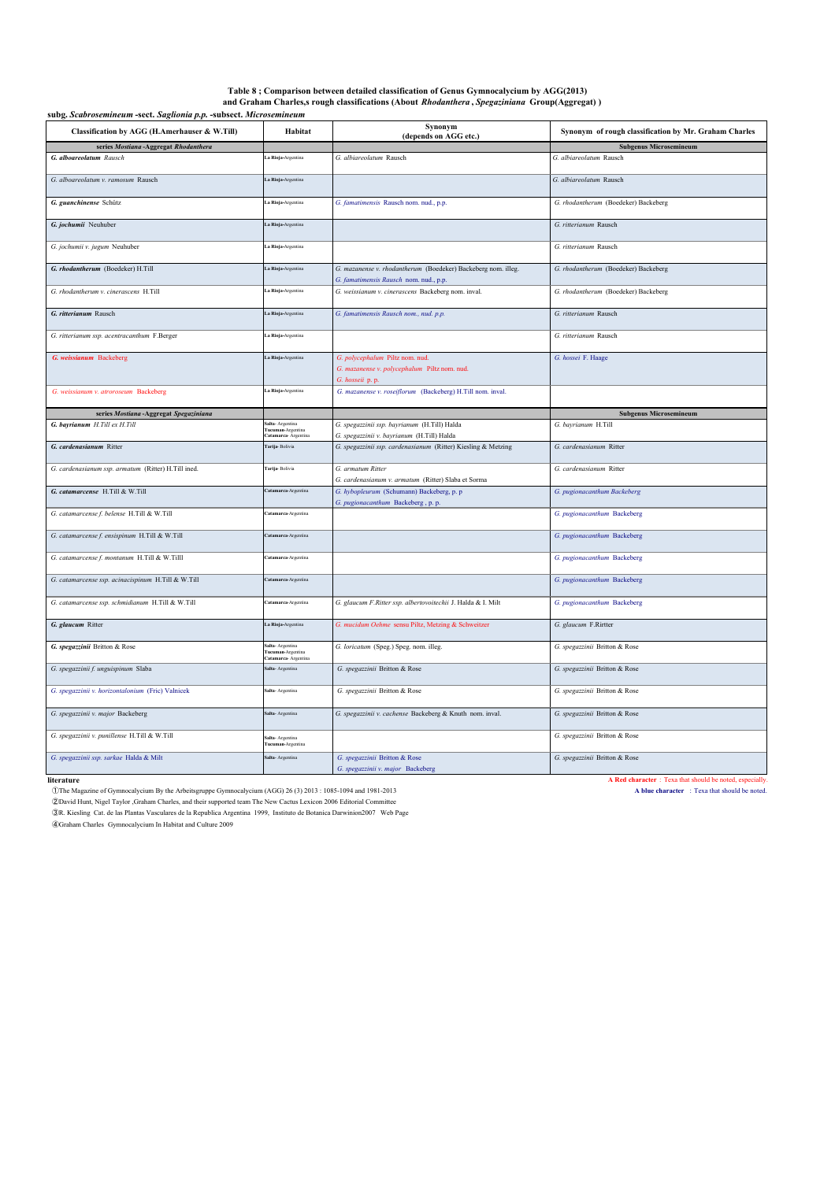**Table 8 ; Comparison between detailed classification of Genus Gymnocalycium by AGG(2013) and Graham Charles,s rough classifications (About *Rhodanthera* , *Spegaziniana* Group(Aggregat) )**

**subg.** ***Scabrosemineum*** **-sect.** ***Saglionia p.p.*** **-subsect.** ***Microsemineum***

| Classification by AGG (H.Amerhauser & W.Till) | Habitat | Synonym (depends on AGG etc.) | Synonym of rough classification by Mr. Graham Charles |
|---|---|---|---|
| **series *Mostiana* -Aggregat *Rhodanthera*** | | | **Subgenus Microsemineum** |
| ***G. alboareolatum*** *Rausch* | La Rioja-Argentina | *G. albiareolatum* Rausch | *G. albiareolatum* Rausch |
| *G. alboareolatum v. ramosum* Rausch | La Rioja-Argentina | | *G. albiareolatum* Rausch |
| ***G. guanchinense*** Schütz | La Rioja-Argentina | *G. famatimensis* Rausch nom. nud., p.p. | *G. rhodantherum* (Boedeker) Backeberg |
| ***G. jochumii*** Neuhuber | La Rioja-Argentina | | *G. ritterianum* Rausch |
| *G. jochumii v. jugum* Neuhuber | La Rioja-Argentina | | *G. ritterianum* Rausch |
| ***G. rhodantherum*** (Boedeker) H.Till | La Rioja-Argentina | *G. mazanense v. rhodantherum* (Boedeker) Backeberg nom. illeg.<br>*G. famatimensis Rausch* nom. nud., p.p. | *G. rhodantherum* (Boedeker) Backeberg |
| *G. rhodantherum v. cinerascens* H.Till | La Rioja-Argentina | *G. weissianum v. cinerascens* Backeberg nom. inval. | *G. rhodantherum* (Boedeker) Backeberg |
| ***G. ritterianum*** Rausch | La Rioja-Argentina | *G. famatimensis Rausch nom., nud. p.p.* | *G. ritterianum* Rausch |
| *G. ritterianum ssp. acentracanthum* F.Berger | La Rioja-Argentina | | *G. ritterianum* Rausch |
| ***G. weissianum*** Backeberg | La Rioja-Argentina | *G. polycephalum* Piltz nom. nud.<br>*G. mazanense v. polycephalum* Piltz nom. nud.<br>*G. hosseii* p. p. | *G. hossei* F. Haage |
| *G. weissianum v. atroroseum* Backeberg | La Rioja-Argentina | *G. mazanense v. roseiflorum* (Backeberg) H.Till nom. inval. | |
| **series *Mostiana* -Aggregat *Spegaziniana*** | | | **Subgenus Microsemineum** |
| ***G. bayrianum*** *H.Till ex H.Till* | Salta- Argentina<br>Tucuman-Argentina<br>Catamarca- Argentina | *G. spegazzinii ssp. bayrianum* (H.Till) Halda<br>*G. spegazzinii v. bayrianum* (H.Till) Halda | *G. bayrianum* H.Till |
| ***G. cardenasianum*** Ritter | Tarija- Bolivia | *G. spegazzinii ssp. cardenasianum* (Ritter) Kiesling & Metzing | *G. cardenasianum* Ritter |
| *G. cardenasianum ssp. armatum* (Ritter) H.Till ined. | Tarija- Bolivia | *G. armatum Ritter*<br>*G. cardenasianum v. armatum* (Ritter) Slaba et Sorma | *G. cardenasianum* Ritter |
| ***G. catamarcense*** H.Till & W.Till | Catamarca-Argentina | *G. hybopleurum* (Schumann) Backeberg, p. p<br>*G. pugionacanthum* Backeberg , p. p. | *G. pugionacanthum Backeberg* |
| *G. catamarcense f. belense* H.Till & W.Till | Catamarca-Argentina | | *G. pugionacanthum* Backeberg |
| *G. catamarcense f. ensispinum* H.Till & W.Till | Catamarca-Argentina | | *G. pugionacanthum* Backeberg |
| *G. catamarcense f. montanum* H.Till & W.Tilll | Catamarca-Argentina | | *G. pugionacanthum* Backeberg |
| *G. catamarcense ssp. acinacispinum* H.Till & W.Till | Catamarca-Argentina | | *G. pugionacanthum* Backeberg |
| *G. catamarcense ssp. schmidianum* H.Till & W.Till | Catamarca-Argentina | *G. glaucum F.Ritter ssp. albertovoitechii* J. Halda & I. Milt | *G. pugionacanthum* Backeberg |
| ***G. glaucum*** Ritter | La Rioja-Argentina | *G. mucidum Oehme* sensu Piltz, Metzing & Schweitzer | *G. glaucum* F.Rirtter |
| ***G. spegazzinii*** Britton & Rose | Salta- Argentina<br>Tucuman-Argentina<br>Catamarca- Argentina | *G. loricatum* (Speg.) Speg. nom. illeg. | *G. spegazzinii* Britton & Rose |
| *G. spegazzinii f. unguispinum* Slaba | Salta- Argentina | *G. spegazzinii* Britton & Rose | *G. spegazzinii* Britton & Rose |
| *G. spegazzinii v. horizontalonium* (Fric) Valnicek | Salta- Argentina | *G. spegazzinii* Britton & Rose | *G. spegazzinii* Britton & Rose |
| *G. spegazzinii v. major* Backeberg | Salta- Argentina | *G. spegazzinii v. cachense* Backeberg & Knuth nom. inval. | *G. spegazzinii* Britton & Rose |
| *G. spegazzinii v. punillense* H.Till & W.Till | Salta- Argentina<br>Tucuman-Argentina | | *G. spegazzinii* Britton & Rose |
| *G. spegazzinii ssp. sarkae* Halda & Milt | Salta- Argentina | *G. spegazzinii* Britton & Rose<br>*G. spegazzinii v. major* Backeberg | *G. spegazzinii* Britton & Rose |

**A Red character** : Texa that should be noted, especially.
**A blue character** : Texa that should be noted.

**literature**

①The Magazine of Gymnocalycium By the Arbeitsgruppe Gymnocalycium (AGG) 26 (3) 2013 : 1085-1094 and 1981-2013

②David Hunt, Nigel Taylor ,Graham Charles, and their supported team The New Cactus Lexicon 2006 Editorial Committee

③R. Kiesling Cat. de las Plantas Vasculares de la Republica Argentina 1999, Instituto de Botanica Darwinion2007 Web Page

④Graham Charles Gymnocalycium In Habitat and Culture 2009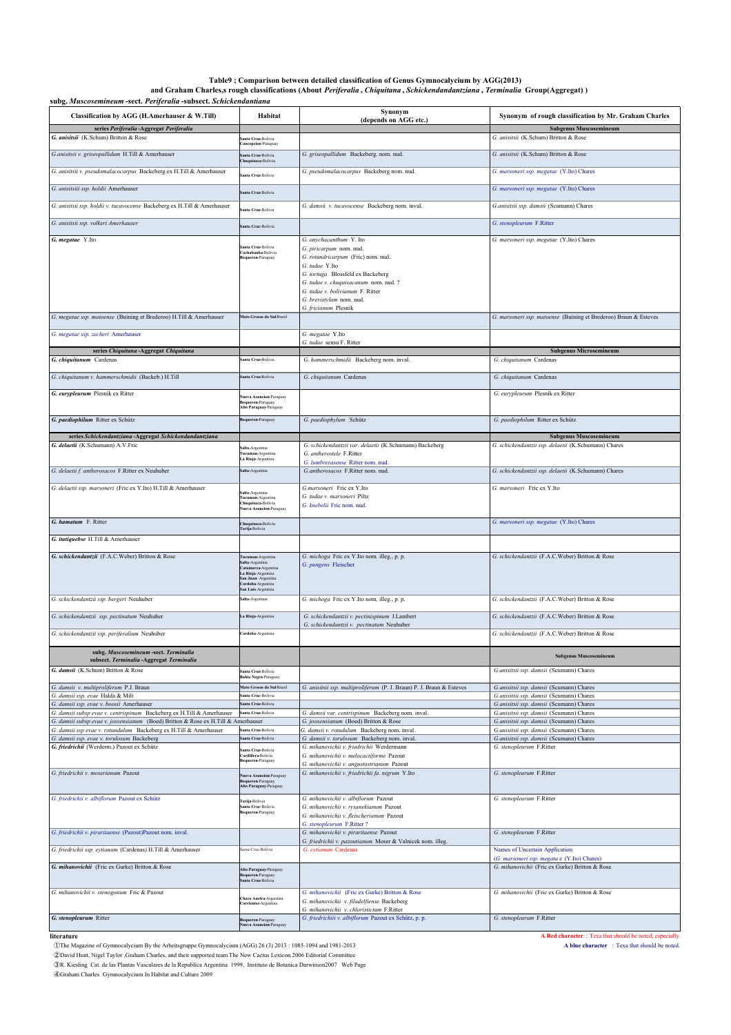**Table9 ; Comparison between detailed classification of Genus Gymnocalycium by AGG(2013)**
**and Graham Charles,s rough classifications (About *Periferalia* , *Chiquitana* , *Schickendandantziana* , *Terminalia* Group(Aggregat) )**

**subg. *Muscosemineum* -sect. *Periferalia* -subsect. *Schickendantiana***

| Classification by AGG (H.Amerhauser & W.Till) | Habitat | Synonym (depends on AGG etc.) | Synonym of rough classification by Mr. Graham Charles |
|---|---|---|---|
| **series *Periferalia* -Aggregat *Periferalia*** | | | **Subgenus Muscosemineum** |
| ***G. anisitsii*** (K.Schum) Britton & Rose | Santa Cruz-Bolivia<br>Concepcion-Paraguay | | *G. anisitsii* (K.Schum) Britton & Rose |
| *G.anisitsii v. griseopallidum* H.Till & Amerhauser | Santa Cruz-Bolivia<br>Chuquisaca-Bolivia | *G. griseopallidum* Backeberg. nom. nud. | *G. anisitsii* (K.Schum) Britton & Rose |
| *G. anisitsii v. pseudomalacocarpus* Backeberg ex H.Till & Amerhauser | Santa Cruz-Bolivia | *G. pseudomalacocarpus* Backeberg nom. nud. | *G. marsoneri ssp. megatae* (Y.Ito) Chares |
| *G. anisitsiii ssp. holdii* Amerhauser | Santa Cruz-Bolivia | | *G. marsoneri ssp. megatae* (Y.Ito) Chares |
| *G. anisitsii ssp. holdii v. tucavocense* Backeberg ex H.Till & Amerhauser | Santa Cruz-Bolivia | *G. damsii v. tucavocense* Backeberg nom. inval. | *G.anisitsii ssp. damsii* (Scumann) Chares |
| *G. anisitsii ssp. volkeri Amerhauser* | Santa Cruz-Bolivia | | *G. stenopleurum* F.Ritter |
| ***G. megatae*** Y.Ito | Santa Cruz-Bolivia<br>Cochabanba-Bolivia<br>Boqueron-Paraguay | *G. onychacanthum* Y. Ito<br>*G. piricarpum* nom. nud.<br>*G. rotundricarpum* (Fric) nom. nud.<br>*G. tudae* Y.Ito<br>*G. tortuga* Blossfeld ex Backeberg<br>*G. tudae v. chuquisacanum* nom. nud. ?<br>*G. tudae v. bolivianum* F. Ritter<br>*G. brevistylum* nom. nud.<br>*G. fricianum* Plesnik | *G. marsoneri ssp. megatae* (Y.Ito) Chares |
| *G. megatae ssp. matoense* (Buining et Brederoo) H.Till & Amerhauser | Mato Grosso do Sul-Brazil | | *G. marsoneri ssp. matoense* (Buining et Brederoo) Braun & Esteves |
| *G. megatae ssp. zecheri* Amerhauser | | *G. megatae* Y.Ito<br>*G. tudae* sensu F. Ritter | |
| **series *Chiquitana* -Aggregat *Chiquitana*** | | | **Subgenus Microsemineum** |
| ***G. chiquitanum*** Cardenas | Santa Cruz-Bolivia | *G. hammerschmidii* Backeberg nom. inval. | *G. chiquitanum* Cardenas |
| *G. chiquitanum v. hammerschmidii* (Backeb.) H.Till | Santa Cruz-Bolivia | *G. chiquitanum* Cardenas | *G. chiquitanum* Cardenas |
| ***G. eurypleurum*** Plesnik ex Ritter | Nueva Asuncion-Paraguay<br>Boqueron-Paraguay<br>Alto Paraguay-Paraguay | | *G. eurypleurum* Plesnik ex Ritter |
| ***G. paediophilum*** Ritter ex Schütz | Boqueron-Paraguay | *G. paediophylum* Schütz | *G. paediophilum* Ritter ex Schütz |
| **series *Schickendantziana* -Aggregat *Schickendandantziana*** | | | **Subgenus Muscosemineum** |
| ***G. delaetii*** (K.Schumann) A.V.Fric | Salta-Argentina<br>Tucuman-Argentina<br>La Rioja-Argentina | *G. schickendantzii var. delaetii* (K.Schumann) Backeberg<br>*G. antherostele* F.Ritter<br>*G. lumbrerasense* Ritter nom. nud. | *G. schickendantzii ssp. delaetii* (K.Schumann) Chares |
| *G. delaetii f. antherosacos* F.Ritter ex Neuhuber | Salta-Argentina | *G.antherosacos* F.Ritter nom. nud. | *G. schickendantzii ssp. delaetii* (K.Schumann) Chares |
| *G. delaetii ssp. marsoneri* (Fric ex Y.Ito) H.Till & Amerhauser | Salta-Argentina<br>Tucuman-Argentina<br>Chuquisaca-Bolivia<br>Nuava Asuncion-Paraguay | *G.marsoneri* Fric ex Y.Ito<br>*G. tudae v. marsoneri* Piltz<br>*G. knebelii* Fric nom. nud. | *G. marsoneri* Fric ex Y.Ito |
| ***G. hamatum*** F. Ritter | Chuquisaca-Bolivia<br>Tarija-Bolivia | | *G. marsoneri ssp. megatae* (Y.Ito) Chares |
| ***G. itatiquebse*** H.Till & Amerhauser | | | |
| ***G. schickendantzii*** (F.A.C.Weber) Britton & Rose | Tucuman-Argentina<br>Salta-Argentina<br>Catamarca-Argentina<br>La Rioja-Argentina<br>San Juan-Argentina<br>Cordoba-Argentina<br>San Luis-Argentina | *G. michoga* Fric ex Y.Ito nom. illeg., p. p.<br>*G. pungens* Fleischer | *G. schickendantzii* (F.A.C.Weber) Britton & Rose |
| *G. schickendantzii ssp. bergeri* Neuhuber | Salta-Argentina | *G. michoga* Fric ex Y.Ito nom. illeg., p. p. | *G. schickendantzii* (F.A.C.Weber) Britton & Rose |
| *G. schickendantzii ssp. pectinatum* Neuhuber | La Rioja-Argentina | *G. schickendantzii v. pectinispinum* J.Lambert<br>*G. schickendantzii v. pectinatum* Neuhuber | *G. schickendantzii* (F.A.C.Weber) Britton & Rose |
| *G. schickendantzii ssp. periferalium* Neuhuber | Cordoba-Argentina | | *G. schickendantzii* (F.A.C.Weber) Britton & Rose |
| **subg. *Muscosemineum* -sect. *Terminalia* subsect. *Terminalia* -Aggregat *Terminalia*** | | | **Subgenus Muscosemineum** |
| ***G. damsii*** (K.Schum) Britton & Rose | Santa Cruz-Bolivia<br>Bahia Negra-Paraguay | | *G.anisitsii ssp. damsii* (Scumann) Chares |
| *G. damsii v. multiproliferum* P.J. Braun | Mato Grosso do Sul-Brazil | *G. anisitsii ssp. multiproliferum* (P. J. Braun) P. J. Braun & Esteves | *G.anisitsii ssp. damsii* (Scumann) Chares |
| *G. damsii ssp. evae* Halda & Milt | Santa Cruz-Bolivia | | *G.anisitsii ssp. damsii* (Scumann) Chares |
| *G. damsii ssp. evae v. boosii* Amerhauser | Santa Cruz-Bolivia | | *G.anisitsii ssp. damsii* (Scumann) Chares |
| *G. damsii subsp evae v. centrispinum* Backeberg ex H.Till & Amerhauser | Santa Cruz-Bolivia | *G. damsii var. centrispinum* Backeberg nom. inval. | *G.anisitsii ssp. damsii* (Scumann) Chares |
| *G. damsii subsp evae v. jossensianum* (Boed) Britton & Rose ex H.Till & Amerhauser | | *G. joosensianum* (Boed) Britton & Rose | *G.anisitsii ssp. damsii* (Scumann) Chares |
| *G. damsii ssp evae v. rotundulum* Backeberg ex H.Till & Amerhauser | Santa Cruz-Bolivia | *G. damsii v. rotudulum* Backeberg nom. inval. | *G.anisitsii ssp. damsii* (Scumann) Chares |
| *G. damsii ssp. evae v. torulosum* Backeberg | Santa Cruz-Bolivia | *G. damsii v. torulosum* Backeberg nom. inval. | *G.anisitsii ssp. damsii* (Scumann) Chares |
| ***G. friedrichii*** (Werderm.) Pazout ex Schütz | Santa Cruz-Bolivia<br>Cordillera-Bolivia<br>Boqueron-Paraguay | *G. mihanovichii v. friedrichii* Werdermann<br>*G. mihanovichii v. melocactiforme* Pazout<br>*G. mihanovichii v. angustostriatum* Pazout | *G. stenopleurum* F.Ritter |
| *G. friedrichii v. moserianum* Pazout | Nuerva Asuncion-Paraguay<br>Boqueron-Paraguay<br>Alto Paraguay-Paraguay | *G. mihanovichii v. friedrichii fa. nigrum* Y.Ito | *G. stenopleurum* F.Ritter |
| *G. friedrichii v. albiflorum* Pazout ex Schütz | Tarija-Bolivia<br>Santa Cruz-Bolivia<br>Boqueron-Paraguay | *G. mihanovichii v. albiflorum* Pazout<br>*G. mihanovichii v. rysanekianum* Pazout<br>*G. mihanovichii v. fleischerianum* Pazout<br>*G. stenopleurum* F.Ritter ? | *G. stenopleurum* F.Ritter |
| *G. friedrichii v. piraritaense* (Pazout)Pazout nom. inval. | | *G. mihanovichii v. piraritaense* Pazout<br>*G. friedrichii v. pazoutianum* Moser & Valnicek nom. illeg. | *G. stenopleurum* F.Ritter |
| *G. friedrichii ssp. eytianum* (Cardenas) H.Till & Amerhauser | Sante Cruz-Bolivia | *G. eytianum* Cardenas | Names of Uncertain Application<br>(*G. marsoneri ssp. megata e* (Y.Ito) Chares) |
| ***G. mihanovichii*** (Fric ex Gurke) Britton & Rose | Alto Paraguay-Paraguay<br>Boqueron-Paraguay<br>Santa Cruz-Bolivia | | *G. mihanovichii* (Fric ex Gurke) Britton & Rose |
| *G. mihanovichii v. stenogonum* Fric & Pazout | Chaco Austra-Argentina<br>Corrientes-Argentina | *G. mihanovichii* (Fric ex Gurke) Britton & Rose<br>*G. mihanovichii v. filadelfiense* Backeberg<br>*G. mihanovichii v. chloristictum* F.Ritter | *G. mihanovichii* (Fric ex Gurke) Britton & Rose |
| ***G. stenopleurum*** Ritter | Boqueron-Paraguay<br>Nueva Asuncion-Paraguay | *G. friedrichii v. albiflorum* Pazout ex Schütz, p. p. | *G. stenopleurum* F.Ritter |

**literature**

A Red character : Texa that should be noted, especially.
A blue character : Texa that should be noted.

①The Magazine of Gymnocalycium By the Arbeitsgruppe Gymnocalycium (AGG) 26 (3) 2013 : 1085-1094 and 1981-2013

②David Hunt, Nigel Taylor ,Graham Charles, and their supported team The New Cactus Lexicon 2006 Editorial Committee

③R. Kiesling Cat. de las Plantas Vasculares de la Republica Argentina 1999, Instituto de Botanica Darwinion2007 Web Page

④Graham Charles Gymnocalycium In Habitat and Culture 2009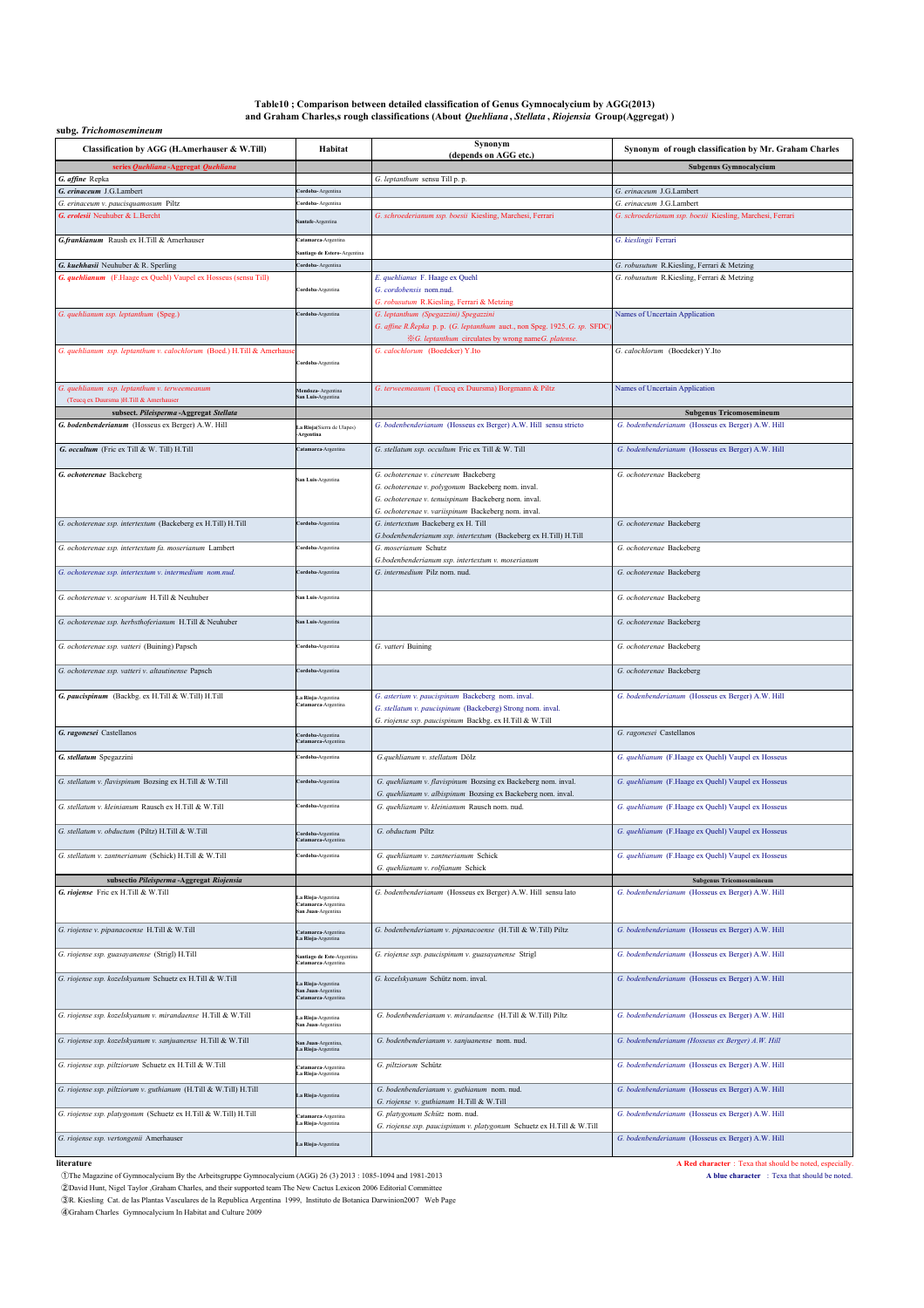**Table10 ; Comparison between detailed classification of Genus Gymnocalycium by AGG(2013) and Graham Charles,s rough classifications (About *Quehliana* , *Stellata* , *Riojensia* Group(Aggregat) )**

subg. *Trichomosemineum*

| Classification by AGG (H.Amerhauser & W.Till) | Habitat | Synonym (depends on AGG etc.) | Synonym of rough classification by Mr. Graham Charles |
|---|---|---|---|
| series *Quehliana* -Aggregat *Quehliana* | | | Subgenus Gymnocalycium |
| ***G. affine*** Repka | | *G. leptanthum* sensu Till p. p. | |
| ***G. erinaceum*** J.G.Lambert | Cordoba-Argentina | | *G. erinaceum* J.G.Lambert |
| *G. erinaceum v. paucisquamosum* Piltz | Cordoba-Argentina | | *G. erinaceum* J.G.Lambert |
| ***G. erolesii*** Neuhuber & L.Bercht | Santafe-Argentina | *G. schroederianum ssp. boesii* Kiesling, Marchesi, Ferrari | *G. schroederianum ssp. boesii* Kiesling, Marchesi, Ferrari |
| ***G.frankianum*** Raush ex H.Till & Amerhauser | Catamarca-Argentina<br>Santiago de Estero-Argentina | | *G. kieslingii* Ferrari |
| ***G. kuehhasii*** Neuhuber & R. Sperling | Cordoba-Argentina | | *G. robusutum* R.Kiesling, Ferrari & Metzing |
| ***G. quehlianum*** (F.Haage ex Quehl) Vaupel ex Hosseus (sensu Till) | Cordoba-Argentina | *E. quehlianus* F. Haage ex Quehl<br>*G. cordobensis* nom.nud.<br>*G. robusutum* R.Kiesling, Ferrari & Metzing | *G. robusutum* R.Kiesling, Ferrari & Metzing |
| *G. quehlianum ssp. leptanthum* (Speg.) | Cordoba-Argentina | *G. leptanthum* (Spegazzini) Spegazzini<br>*G. affine R.Řepka* p. p. (*G. leptanthum* auct., non Speg. 1925, *G. sp.* SFDC)<br>※*G. leptanthum* circulates by wrong name*G. platense*. | Names of Uncertain Application |
| *G. quehlianum ssp. leptanthum v. calochlorum* (Boed.) H.Till & Amerhauser | Cordoba-Argentina | *G. calochlorum* (Boedeker) Y.Ito | *G. calochlorum* (Boedeker) Y.Ito |
| *G. quehlianum ssp. leptanthum v. terweemeanum* (Teucq ex Duursma )H.Till & Amerhauser | Mendoza- Argentina<br>San Luis-Argentina | *G. terweemeanum* (Teucq ex Duursma) Borgmann & Piltz | Names of Uncertain Application |
| subsect. *Pileisperma* -Aggregat *Stellata* | | | Subgenus Tricomosemineum |
| ***G. bodenbenderianum*** (Hosseus ex Berger) A.W. Hill | La Rioja(Sierra de Ulapes) -Argentina | *G. bodenbenderianum* (Hosseus ex Berger) A.W. Hill sensu stricto | *G. bodenbenderianum* (Hosseus ex Berger) A.W. Hill |
| ***G. occultum*** (Fric ex Till & W. Till) H.Till | Catamarca-Argentina | *G. stellatum ssp. occultum* Fric ex Till & W. Till | *G. bodenbenderianum* (Hosseus ex Berger) A.W. Hill |
| ***G. ochoterenae*** Backeberg | San Luis-Argentina | *G. ochoterenae v. cinereum* Backeberg<br>*G. ochoterenae v. polygonum* Backeberg nom. inval.<br>*G. ochoterenae v. tenuispinum* Backeberg nom. inval.<br>*G. ochoterenae v. variispinum* Backeberg nom. inval. | *G. ochoterenae* Backeberg |
| *G. ochoterenae ssp. intertextum* (Backeberg ex H.Till) H.Till | Cordoba-Argentina | *G. intertextum* Backeberg ex H. Till<br>*G.bodenbenderianum ssp. intertextum* (Backeberg ex H.Till) H.Till | *G. ochoterenae* Backeberg |
| *G. ochoterenae ssp. intertextum fa. moserianum* Lambert | Cordoba-Argentina | *G. moserianum* Schutz<br>*G.bodenbenderianum ssp. intertextum v. moserianum* | *G. ochoterenae* Backeberg |
| *G. ochoterenae ssp. intertextum v. intermedium nom.nud.* | Cordoba-Argentina | *G. intermedium* Pilz nom. nud. | *G. ochoterenae* Backeberg |
| *G. ochoterenae v. scoparium* H.Till & Neuhuber | San Luis-Argentina | | *G. ochoterenae* Backeberg |
| *G. ochoterenae ssp. herbsthoferianum* H.Till & Neuhuber | San Luis-Argentina | | *G. ochoterenae* Backeberg |
| *G. ochoterenae ssp. vatteri* (Buining) Papsch | Cordoba-Argentina | *G. vatteri* Buining | *G. ochoterenae* Backeberg |
| *G. ochoterenae ssp. vatteri v. altautinense* Papsch | Cordoba-Argentina | | *G. ochoterenae* Backeberg |
| ***G. paucispinum*** (Backbg. ex H.Till & W.Till) H.Till | La Rioja-Argentina<br>Catamarca-Argentina | *G. asterium v. paucispinum* Backeberg nom. inval.<br>*G. stellatum v. paucispinum* (Backeberg) Strong nom. inval.<br>*G. riojense ssp. paucispinum* Backbg. ex H.Till & W.Till | *G. bodenbenderianum* (Hosseus ex Berger) A.W. Hill |
| ***G. ragonesei*** Castellanos | Cordoba-Argentina<br>Catamarca-Argentina | | *G. ragonesei* Castellanos |
| ***G. stellatum*** Spegazzini | Cordoba-Argentina | *G.quehlianum v. stellatum* Dölz | *G. quehlianum* (F.Haage ex Quehl) Vaupel ex Hosseus |
| *G. stellatum v. flavispinum* Bozsing ex H.Till & W.Till | Cordoba-Argentina | *G. quehlianum v. flavispinum* Bozsing ex Backeberg nom. inval.<br>*G. quehlianum v. albispinum* Bozsing ex Backeberg nom. inval. | *G. quehlianum* (F.Haage ex Quehl) Vaupel ex Hosseus |
| *G. stellatum v. kleinianum* Rausch ex H.Till & W.Till | Cordoba-Argentina | *G. quehlianum v. kleinianum* Rausch nom. nud. | *G. quehlianum* (F.Haage ex Quehl) Vaupel ex Hosseus |
| *G. stellatum v. obductum* (Piltz) H.Till & W.Till | Cordoba-Argentina<br>Catamarca-Argentina | *G. obductum* Piltz | *G. quehlianum* (F.Haage ex Quehl) Vaupel ex Hosseus |
| *G. stellatum v. zantnerianum* (Schick) H.Till & W.Till | Cordoba-Argentina | *G. quehlianum v. zantnerianum* Schick<br>*G. quehlianum v. rolfianum* Schick | *G. quehlianum* (F.Haage ex Quehl) Vaupel ex Hosseus |
| subsectio *Pileisperma* -Aggregat *Riojensia* | | | Subgenus Tricomosemineum |
| ***G. riojense*** Fric ex H.Till & W.Till | La Rioja-Argentina<br>Catamarca-Argentina<br>San Juan-Argentina | *G. bodenbenderianum* (Hosseus ex Berger) A.W. Hill sensu lato | *G. bodenbenderianum* (Hosseus ex Berger) A.W. Hill |
| *G. riojense v. pipanacoense* H.Till & W.Till | Catamarca-Argentina<br>La Rioja-Argentina | *G. bodenbenderianum v. pipanacoense* (H.Till & W.Till) Piltz | *G. bodenbenderianum* (Hosseus ex Berger) A.W. Hill |
| *G. riojense ssp. guasayanense* (Strigl) H.Till | Santiago de Este-Argentina<br>Catamarca-Argentina | *G. riojense ssp. paucispinum v. guasayanense* Strigl | *G. bodenbenderianum* (Hosseus ex Berger) A.W. Hill |
| *G. riojense ssp. kozelskyanum* Schuetz ex H.Till & W.Till | La Rioja-Argentina<br>San Juan-Argentina<br>Catamarca-Argentina | *G. kozelskyanum* Schütz nom. inval. | *G. bodenbenderianum* (Hosseus ex Berger) A.W. Hill |
| *G. riojense ssp. kozelskyanum v. mirandaense* H.Till & W.Till | La Rioja-Argentina<br>San Juan-Argentina | *G. bodenbenderianum v. mirandaense* (H.Till & W.Till) Piltz | *G. bodenbenderianum* (Hosseus ex Berger) A.W. Hill |
| *G. riojense ssp. kozelskyanum v. sanjuanense* H.Till & W.Till | San Juan-Argentina,<br>La Rioja-Argentina | *G. bodenbenderianum v. sanjuanense* nom. nud. | *G. bodenbenderianum (Hosseus ex Berger) A.W. Hill* |
| *G. riojense ssp. piltziorum* Schuetz ex H.Till & W.Till | Catamarca-Argentina<br>La Rioja-Argentina | *G. piltziorum* Schütz | *G. bodenbenderianum* (Hosseus ex Berger) A.W. Hill |
| *G. riojense ssp. piltziorum v. guthianum* (H.Till & W.Till) H.Till | La Rioja-Argentina | *G. bodenbenderianum v. guthianum* nom. nud.<br>*G. riojense v. guthianum* H.Till & W.Till | *G. bodenbenderianum* (Hosseus ex Berger) A.W. Hill |
| *G. riojense ssp. platygonum* (Schuetz ex H.Till & W.Till) H.Till | Catamarca-Argentina<br>La Rioja-Argentina | *G. platygonum Schütz* nom. nud.<br>*G. riojense ssp. paucispinum v. platygonum* Schuetz ex H.Till & W.Till | *G. bodenbenderianum* (Hosseus ex Berger) A.W. Hill |
| *G. riojense ssp. vertongenii* Amerhauser | La Rioja-Argentina | | *G. bodenbenderianum* (Hosseus ex Berger) A.W. Hill |

**literature**

①The Magazine of Gymnocalycium By the Arbeitsgruppe Gymnocalycium (AGG) 26 (3) 2013 : 1085-1094 and 1981-2013

②David Hunt, Nigel Taylor ,Graham Charles, and their supported team The New Cactus Lexicon 2006 Editorial Committee

③R. Kiesling Cat. de las Plantas Vasculares de la Republica Argentina 1999, Instituto de Botanica Darwinion2007 Web Page

④Graham Charles Gymnocalycium In Habitat and Culture 2009

A Red character : Texa that should be noted, especially.

A blue character : Texa that should be noted.